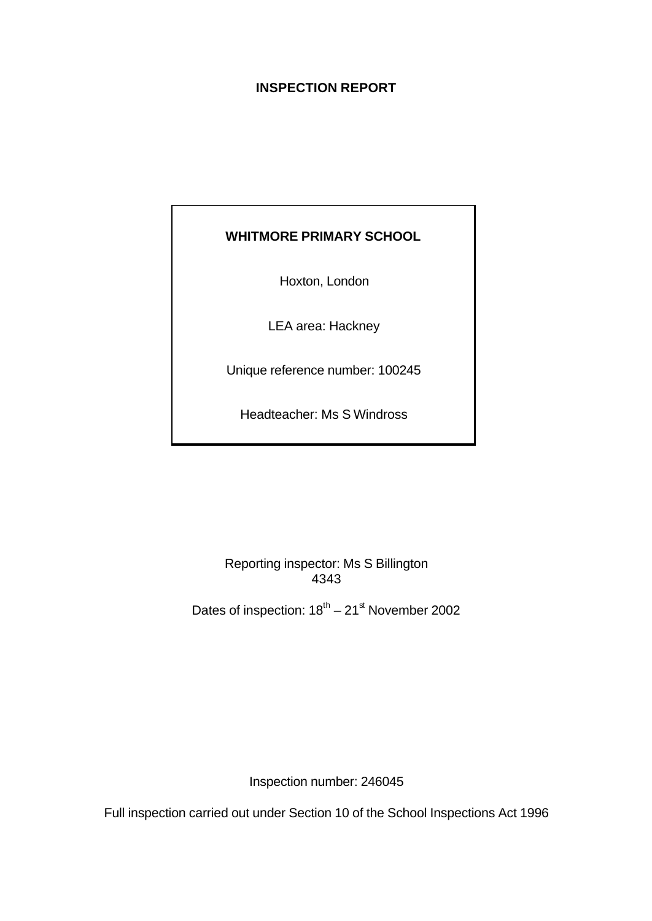# INSPECTION REPORT

**WHITMORE PRIMARY SCHOOL**

Hoxton, London

LEA area: Hackney

Unique reference number: 100245

Headteacher: Ms S Windross

Reporting inspector: Ms S Billington
4343

Dates of inspection: 18th – 21st November 2002

Inspection number: 246045

Full inspection carried out under Section 10 of the School Inspections Act 1996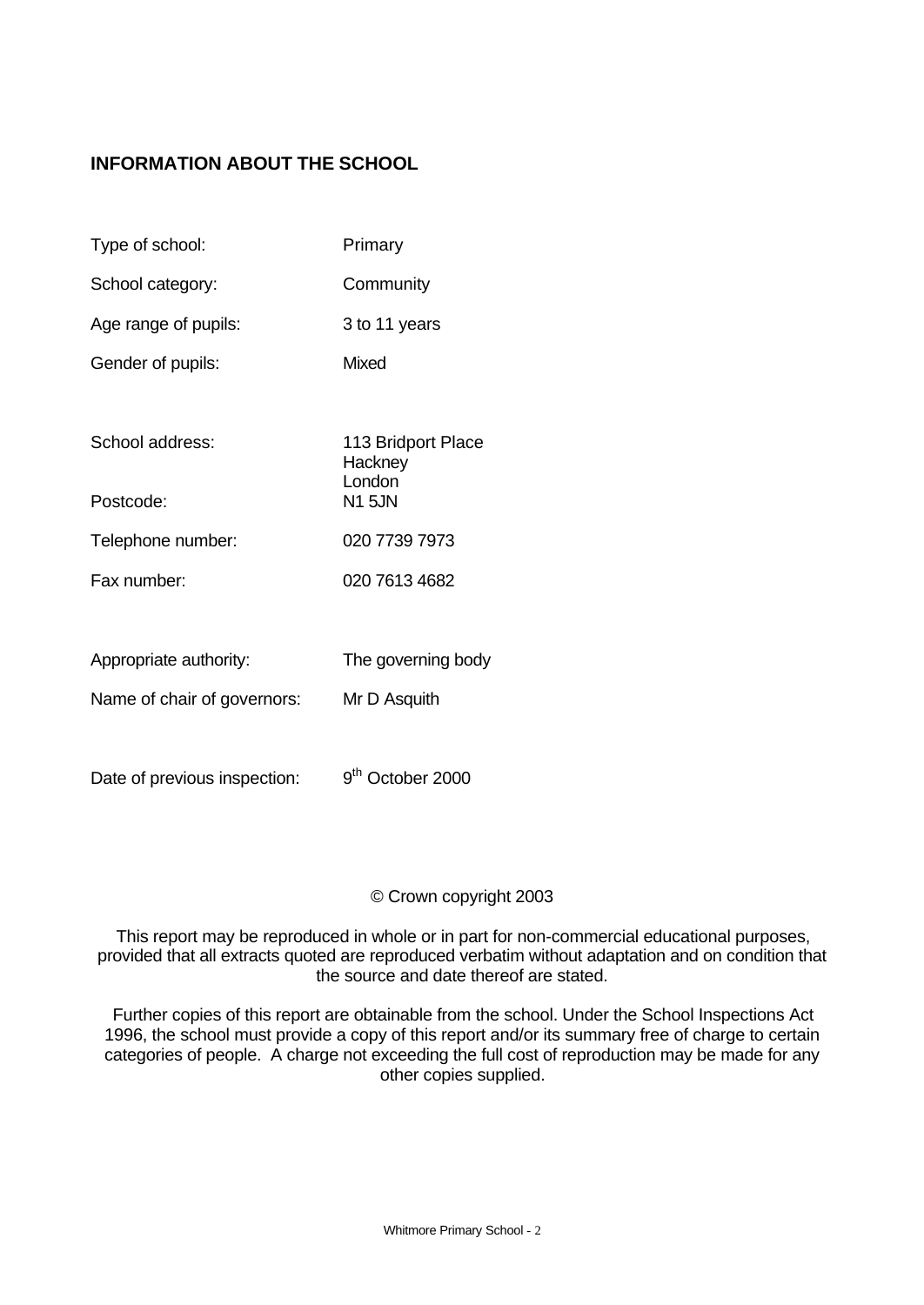## INFORMATION ABOUT THE SCHOOL

| | |
|---|---|
| Type of school: | Primary |
| School category: | Community |
| Age range of pupils: | 3 to 11 years |
| Gender of pupils: | Mixed |
| School address: | 113 Bridport Place<br>Hackney<br>London |
| Postcode: | N1 5JN |
| Telephone number: | 020 7739 7973 |
| Fax number: | 020 7613 4682 |
| Appropriate authority: | The governing body |
| Name of chair of governors: | Mr D Asquith |
| Date of previous inspection: | 9th October 2000 |

© Crown copyright 2003

This report may be reproduced in whole or in part for non-commercial educational purposes, provided that all extracts quoted are reproduced verbatim without adaptation and on condition that the source and date thereof are stated.

Further copies of this report are obtainable from the school. Under the School Inspections Act 1996, the school must provide a copy of this report and/or its summary free of charge to certain categories of people. A charge not exceeding the full cost of reproduction may be made for any other copies supplied.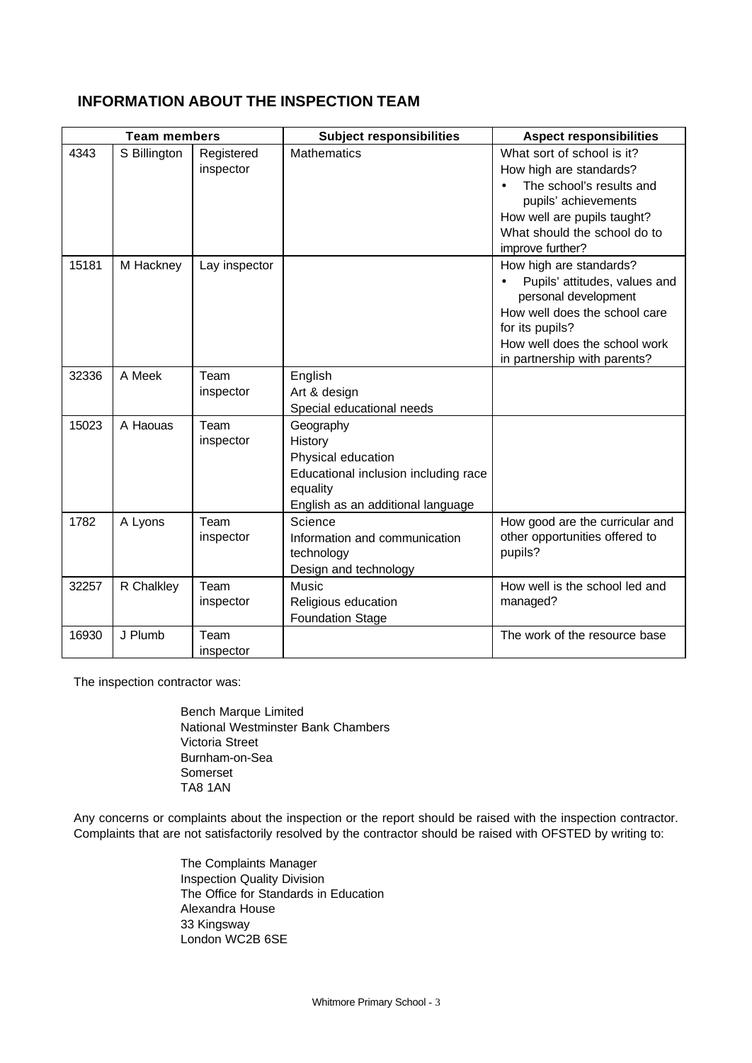## INFORMATION ABOUT THE INSPECTION TEAM

| Team members | | | Subject responsibilities | Aspect responsibilities |
|---|---|---|---|---|
| 4343 | S Billington | Registered inspector | Mathematics | What sort of school is it?<br>How high are standards?<br>• The school's results and pupils' achievements<br>How well are pupils taught?<br>What should the school do to improve further? |
| 15181 | M Hackney | Lay inspector | | How high are standards?<br>• Pupils' attitudes, values and personal development<br>How well does the school care for its pupils?<br>How well does the school work in partnership with parents? |
| 32336 | A Meek | Team inspector | English<br>Art & design<br>Special educational needs | |
| 15023 | A Haouas | Team inspector | Geography<br>History<br>Physical education<br>Educational inclusion including race equality<br>English as an additional language | |
| 1782 | A Lyons | Team inspector | Science<br>Information and communication technology<br>Design and technology | How good are the curricular and other opportunities offered to pupils? |
| 32257 | R Chalkley | Team inspector | Music<br>Religious education<br>Foundation Stage | How well is the school led and managed? |
| 16930 | J Plumb | Team inspector | | The work of the resource base |

The inspection contractor was:

Bench Marque Limited
National Westminster Bank Chambers
Victoria Street
Burnham-on-Sea
Somerset
TA8 1AN

Any concerns or complaints about the inspection or the report should be raised with the inspection contractor. Complaints that are not satisfactorily resolved by the contractor should be raised with OFSTED by writing to:

The Complaints Manager
Inspection Quality Division
The Office for Standards in Education
Alexandra House
33 Kingsway
London WC2B 6SE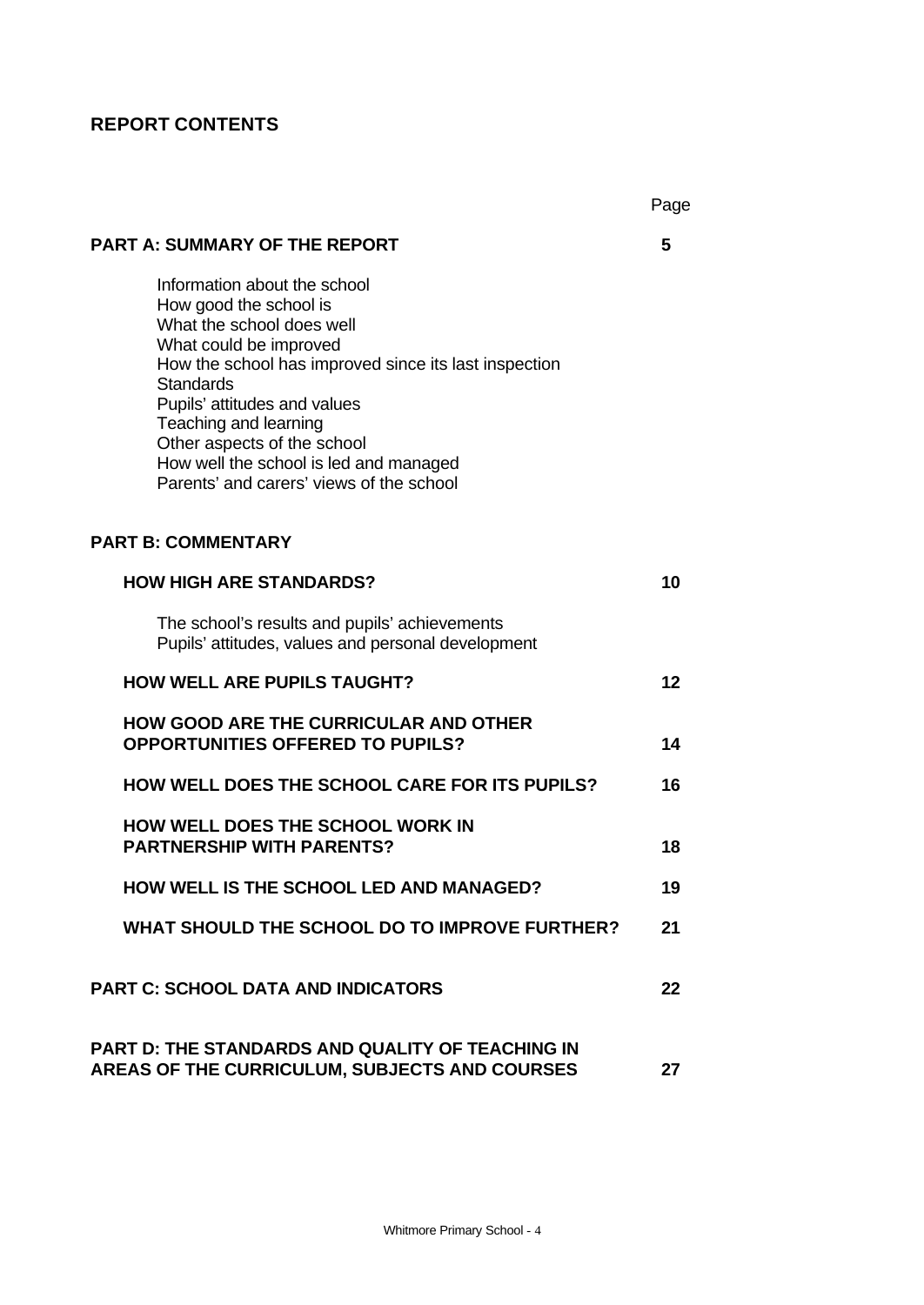## REPORT CONTENTS

| | Page |
|---|---|
| **PART A: SUMMARY OF THE REPORT** | **5** |
| Information about the school<br>How good the school is<br>What the school does well<br>What could be improved<br>How the school has improved since its last inspection<br>Standards<br>Pupils' attitudes and values<br>Teaching and learning<br>Other aspects of the school<br>How well the school is led and managed<br>Parents' and carers' views of the school | |
| **PART B: COMMENTARY** | |
| **HOW HIGH ARE STANDARDS?** | **10** |
| The school's results and pupils' achievements<br>Pupils' attitudes, values and personal development | |
| **HOW WELL ARE PUPILS TAUGHT?** | **12** |
| **HOW GOOD ARE THE CURRICULAR AND OTHER OPPORTUNITIES OFFERED TO PUPILS?** | **14** |
| **HOW WELL DOES THE SCHOOL CARE FOR ITS PUPILS?** | **16** |
| **HOW WELL DOES THE SCHOOL WORK IN PARTNERSHIP WITH PARENTS?** | **18** |
| **HOW WELL IS THE SCHOOL LED AND MANAGED?** | **19** |
| **WHAT SHOULD THE SCHOOL DO TO IMPROVE FURTHER?** | **21** |
| **PART C: SCHOOL DATA AND INDICATORS** | **22** |
| **PART D: THE STANDARDS AND QUALITY OF TEACHING IN AREAS OF THE CURRICULUM, SUBJECTS AND COURSES** | **27** |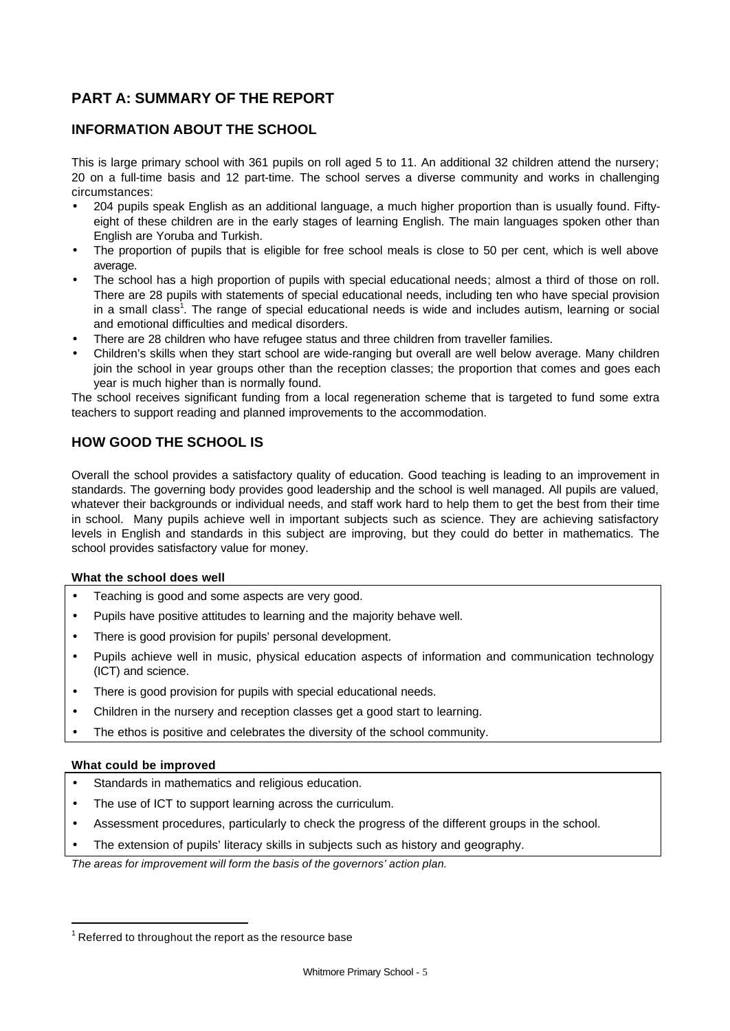## PART A: SUMMARY OF THE REPORT

### INFORMATION ABOUT THE SCHOOL

This is large primary school with 361 pupils on roll aged 5 to 11. An additional 32 children attend the nursery; 20 on a full-time basis and 12 part-time. The school serves a diverse community and works in challenging circumstances:

- 204 pupils speak English as an additional language, a much higher proportion than is usually found. Fifty-eight of these children are in the early stages of learning English. The main languages spoken other than English are Yoruba and Turkish.
- The proportion of pupils that is eligible for free school meals is close to 50 per cent, which is well above average.
- The school has a high proportion of pupils with special educational needs; almost a third of those on roll. There are 28 pupils with statements of special educational needs, including ten who have special provision in a small class[1]. The range of special educational needs is wide and includes autism, learning or social and emotional difficulties and medical disorders.
- There are 28 children who have refugee status and three children from traveller families.
- Children's skills when they start school are wide-ranging but overall are well below average. Many children join the school in year groups other than the reception classes; the proportion that comes and goes each year is much higher than is normally found.

The school receives significant funding from a local regeneration scheme that is targeted to fund some extra teachers to support reading and planned improvements to the accommodation.

### HOW GOOD THE SCHOOL IS

Overall the school provides a satisfactory quality of education. Good teaching is leading to an improvement in standards. The governing body provides good leadership and the school is well managed. All pupils are valued, whatever their backgrounds or individual needs, and staff work hard to help them to get the best from their time in school. Many pupils achieve well in important subjects such as science. They are achieving satisfactory levels in English and standards in this subject are improving, but they could do better in mathematics. The school provides satisfactory value for money.

**What the school does well**

- Teaching is good and some aspects are very good.
- Pupils have positive attitudes to learning and the majority behave well.
- There is good provision for pupils' personal development.
- Pupils achieve well in music, physical education aspects of information and communication technology (ICT) and science.
- There is good provision for pupils with special educational needs.
- Children in the nursery and reception classes get a good start to learning.
- The ethos is positive and celebrates the diversity of the school community.

**What could be improved**

- Standards in mathematics and religious education.
- The use of ICT to support learning across the curriculum.
- Assessment procedures, particularly to check the progress of the different groups in the school.
- The extension of pupils' literacy skills in subjects such as history and geography.

*The areas for improvement will form the basis of the governors' action plan.*

[1] Referred to throughout the report as the resource base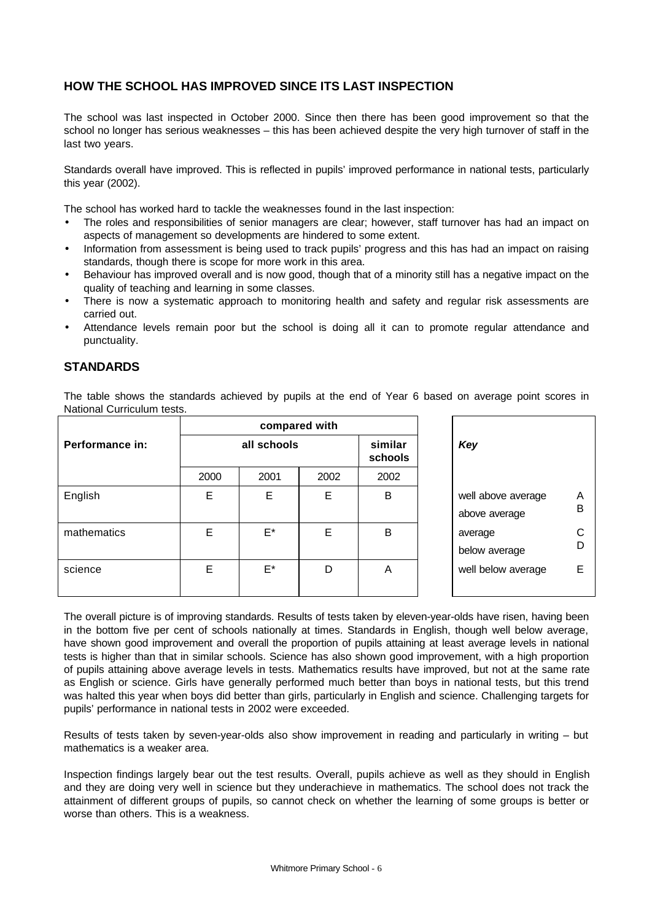## HOW THE SCHOOL HAS IMPROVED SINCE ITS LAST INSPECTION

The school was last inspected in October 2000. Since then there has been good improvement so that the school no longer has serious weaknesses – this has been achieved despite the very high turnover of staff in the last two years.

Standards overall have improved. This is reflected in pupils' improved performance in national tests, particularly this year (2002).

The school has worked hard to tackle the weaknesses found in the last inspection:

- The roles and responsibilities of senior managers are clear; however, staff turnover has had an impact on aspects of management so developments are hindered to some extent.
- Information from assessment is being used to track pupils' progress and this has had an impact on raising standards, though there is scope for more work in this area.
- Behaviour has improved overall and is now good, though that of a minority still has a negative impact on the quality of teaching and learning in some classes.
- There is now a systematic approach to monitoring health and safety and regular risk assessments are carried out.
- Attendance levels remain poor but the school is doing all it can to promote regular attendance and punctuality.

## STANDARDS

The table shows the standards achieved by pupils at the end of Year 6 based on average point scores in National Curriculum tests.

| Performance in: | compared with | | | |
|---|---|---|---|---|
| | all schools | | | similar schools |
| | 2000 | 2001 | 2002 | 2002 |
| English | E | E | E | B |
| mathematics | E | E* | E | B |
| science | E | E* | D | A |

| *Key* | |
|---|---|
| well above average | A |
| above average | B |
| average | C |
| below average | D |
| well below average | E |

The overall picture is of improving standards. Results of tests taken by eleven-year-olds have risen, having been in the bottom five per cent of schools nationally at times. Standards in English, though well below average, have shown good improvement and overall the proportion of pupils attaining at least average levels in national tests is higher than that in similar schools. Science has also shown good improvement, with a high proportion of pupils attaining above average levels in tests. Mathematics results have improved, but not at the same rate as English or science. Girls have generally performed much better than boys in national tests, but this trend was halted this year when boys did better than girls, particularly in English and science. Challenging targets for pupils' performance in national tests in 2002 were exceeded.

Results of tests taken by seven-year-olds also show improvement in reading and particularly in writing – but mathematics is a weaker area.

Inspection findings largely bear out the test results. Overall, pupils achieve as well as they should in English and they are doing very well in science but they underachieve in mathematics. The school does not track the attainment of different groups of pupils, so cannot check on whether the learning of some groups is better or worse than others. This is a weakness.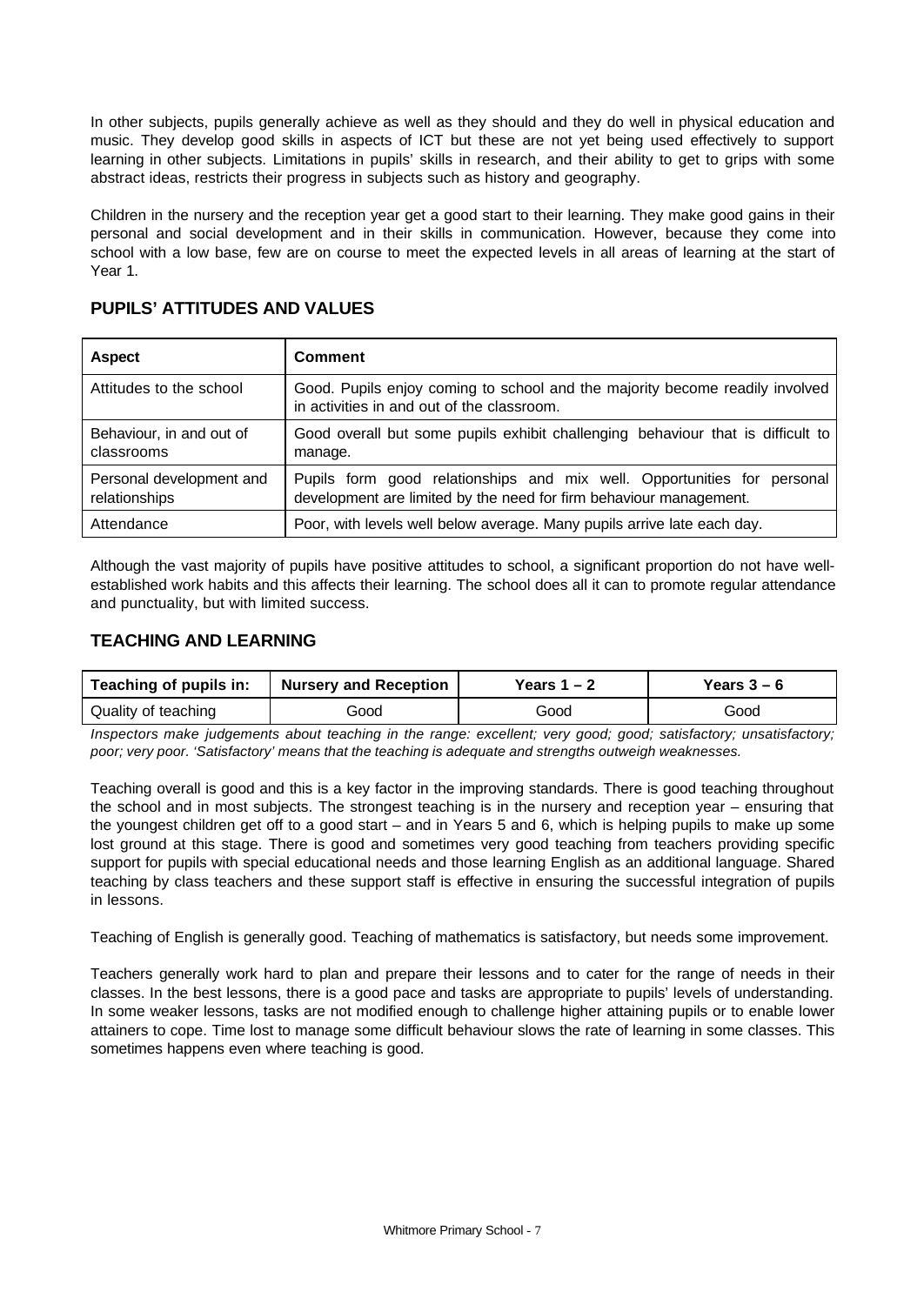In other subjects, pupils generally achieve as well as they should and they do well in physical education and music. They develop good skills in aspects of ICT but these are not yet being used effectively to support learning in other subjects. Limitations in pupils' skills in research, and their ability to get to grips with some abstract ideas, restricts their progress in subjects such as history and geography.

Children in the nursery and the reception year get a good start to their learning. They make good gains in their personal and social development and in their skills in communication. However, because they come into school with a low base, few are on course to meet the expected levels in all areas of learning at the start of Year 1.

## PUPILS' ATTITUDES AND VALUES

| Aspect | Comment |
|---|---|
| Attitudes to the school | Good. Pupils enjoy coming to school and the majority become readily involved in activities in and out of the classroom. |
| Behaviour, in and out of classrooms | Good overall but some pupils exhibit challenging behaviour that is difficult to manage. |
| Personal development and relationships | Pupils form good relationships and mix well. Opportunities for personal development are limited by the need for firm behaviour management. |
| Attendance | Poor, with levels well below average. Many pupils arrive late each day. |

Although the vast majority of pupils have positive attitudes to school, a significant proportion do not have well-established work habits and this affects their learning. The school does all it can to promote regular attendance and punctuality, but with limited success.

## TEACHING AND LEARNING

| Teaching of pupils in: | Nursery and Reception | Years 1 – 2 | Years 3 – 6 |
|---|---|---|---|
| Quality of teaching | Good | Good | Good |

*Inspectors make judgements about teaching in the range: excellent; very good; good; satisfactory; unsatisfactory; poor; very poor. 'Satisfactory' means that the teaching is adequate and strengths outweigh weaknesses.*

Teaching overall is good and this is a key factor in the improving standards. There is good teaching throughout the school and in most subjects. The strongest teaching is in the nursery and reception year – ensuring that the youngest children get off to a good start – and in Years 5 and 6, which is helping pupils to make up some lost ground at this stage. There is good and sometimes very good teaching from teachers providing specific support for pupils with special educational needs and those learning English as an additional language. Shared teaching by class teachers and these support staff is effective in ensuring the successful integration of pupils in lessons.

Teaching of English is generally good. Teaching of mathematics is satisfactory, but needs some improvement.

Teachers generally work hard to plan and prepare their lessons and to cater for the range of needs in their classes. In the best lessons, there is a good pace and tasks are appropriate to pupils' levels of understanding. In some weaker lessons, tasks are not modified enough to challenge higher attaining pupils or to enable lower attainers to cope. Time lost to manage some difficult behaviour slows the rate of learning in some classes. This sometimes happens even where teaching is good.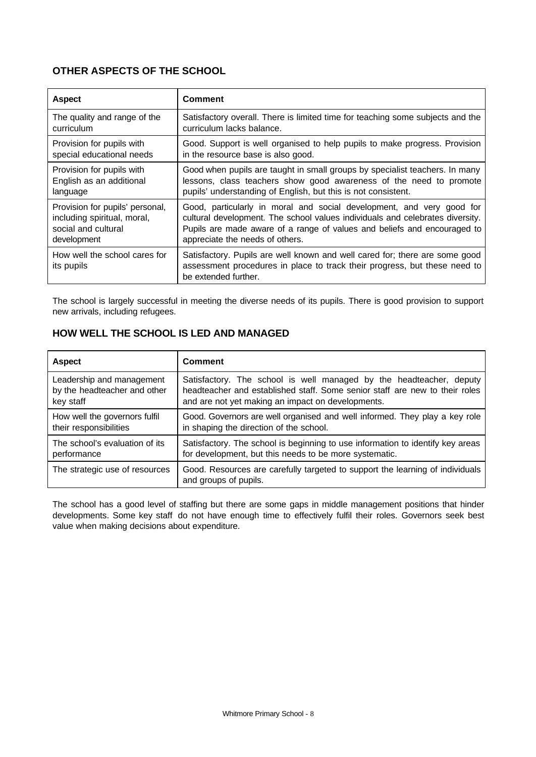## OTHER ASPECTS OF THE SCHOOL

| Aspect | Comment |
|---|---|
| The quality and range of the curriculum | Satisfactory overall. There is limited time for teaching some subjects and the curriculum lacks balance. |
| Provision for pupils with special educational needs | Good. Support is well organised to help pupils to make progress. Provision in the resource base is also good. |
| Provision for pupils with English as an additional language | Good when pupils are taught in small groups by specialist teachers. In many lessons, class teachers show good awareness of the need to promote pupils' understanding of English, but this is not consistent. |
| Provision for pupils' personal, including spiritual, moral, social and cultural development | Good, particularly in moral and social development, and very good for cultural development. The school values individuals and celebrates diversity. Pupils are made aware of a range of values and beliefs and encouraged to appreciate the needs of others. |
| How well the school cares for its pupils | Satisfactory. Pupils are well known and well cared for; there are some good assessment procedures in place to track their progress, but these need to be extended further. |

The school is largely successful in meeting the diverse needs of its pupils. There is good provision to support new arrivals, including refugees.

## HOW WELL THE SCHOOL IS LED AND MANAGED

| Aspect | Comment |
|---|---|
| Leadership and management by the headteacher and other key staff | Satisfactory. The school is well managed by the headteacher, deputy headteacher and established staff. Some senior staff are new to their roles and are not yet making an impact on developments. |
| How well the governors fulfil their responsibilities | Good. Governors are well organised and well informed. They play a key role in shaping the direction of the school. |
| The school's evaluation of its performance | Satisfactory. The school is beginning to use information to identify key areas for development, but this needs to be more systematic. |
| The strategic use of resources | Good. Resources are carefully targeted to support the learning of individuals and groups of pupils. |

The school has a good level of staffing but there are some gaps in middle management positions that hinder developments. Some key staff do not have enough time to effectively fulfil their roles. Governors seek best value when making decisions about expenditure.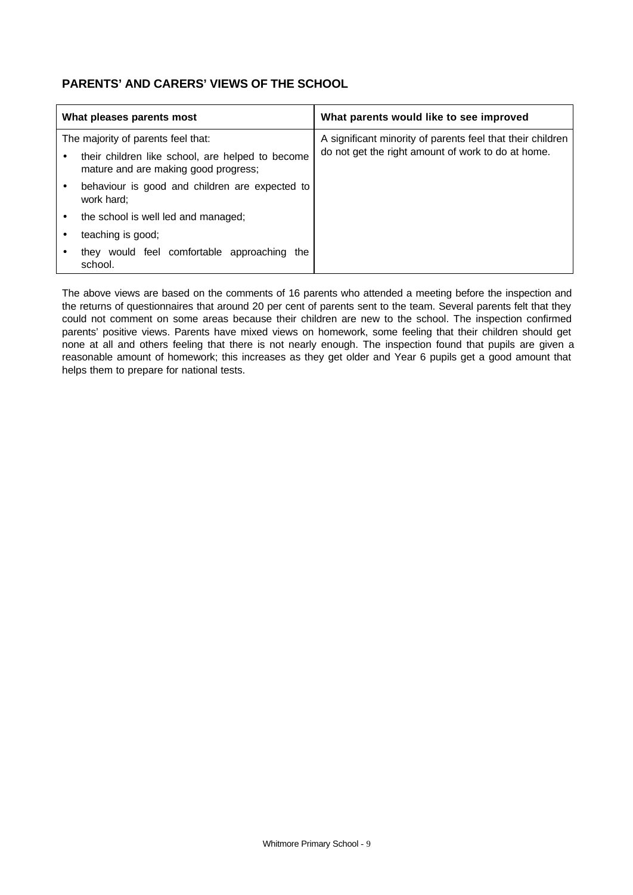## PARENTS' AND CARERS' VIEWS OF THE SCHOOL

| What pleases parents most | What parents would like to see improved |
|---|---|
| The majority of parents feel that:<br>• their children like school, are helped to become mature and are making good progress;<br>• behaviour is good and children are expected to work hard;<br>• the school is well led and managed;<br>• teaching is good;<br>• they would feel comfortable approaching the school. | A significant minority of parents feel that their children do not get the right amount of work to do at home. |

The above views are based on the comments of 16 parents who attended a meeting before the inspection and the returns of questionnaires that around 20 per cent of parents sent to the team. Several parents felt that they could not comment on some areas because their children are new to the school. The inspection confirmed parents' positive views. Parents have mixed views on homework, some feeling that their children should get none at all and others feeling that there is not nearly enough. The inspection found that pupils are given a reasonable amount of homework; this increases as they get older and Year 6 pupils get a good amount that helps them to prepare for national tests.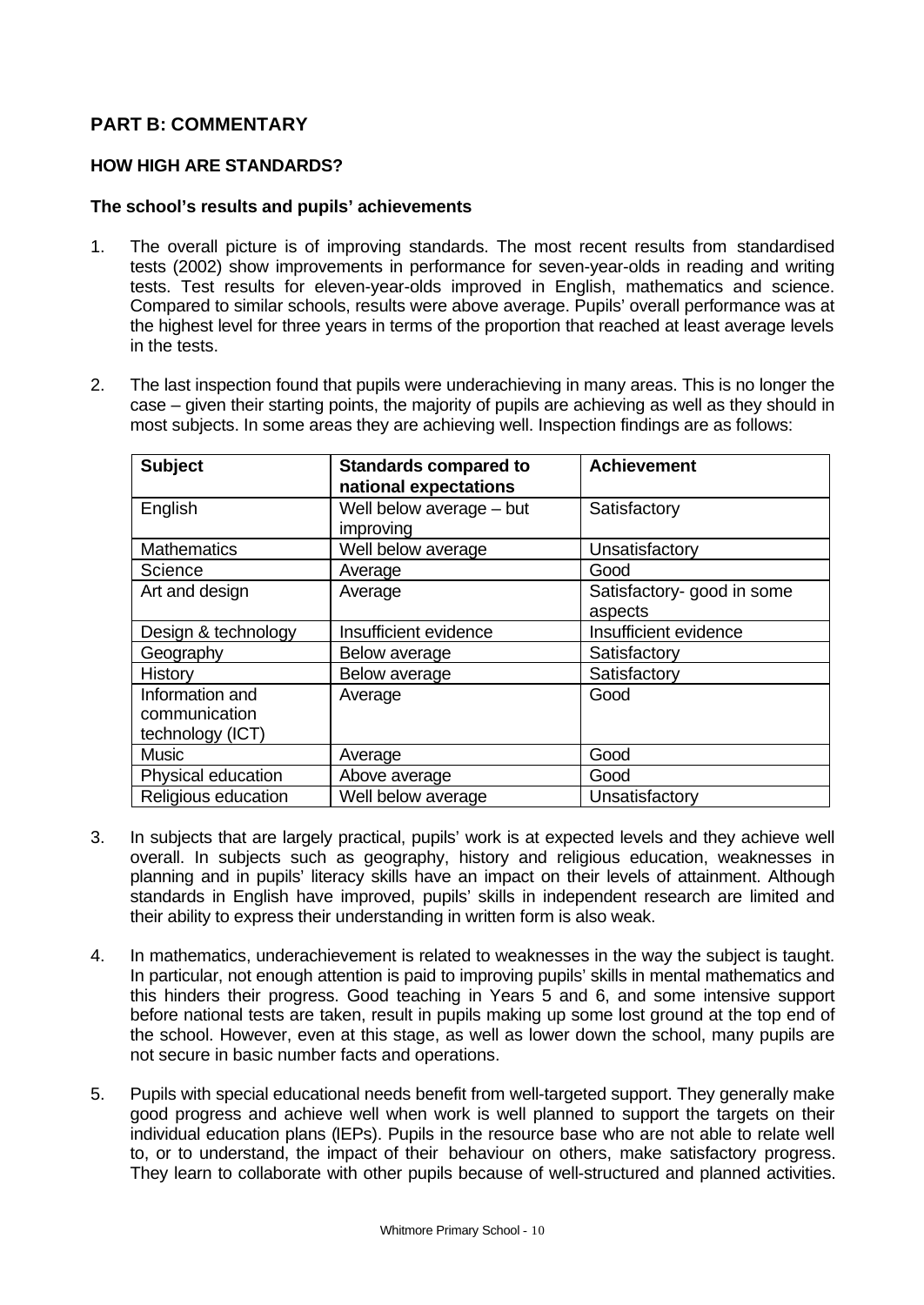## PART B: COMMENTARY

### HOW HIGH ARE STANDARDS?

#### The school's results and pupils' achievements

1. The overall picture is of improving standards. The most recent results from standardised tests (2002) show improvements in performance for seven-year-olds in reading and writing tests. Test results for eleven-year-olds improved in English, mathematics and science. Compared to similar schools, results were above average. Pupils' overall performance was at the highest level for three years in terms of the proportion that reached at least average levels in the tests.

2. The last inspection found that pupils were underachieving in many areas. This is no longer the case – given their starting points, the majority of pupils are achieving as well as they should in most subjects. In some areas they are achieving well. Inspection findings are as follows:

| Subject | Standards compared to national expectations | Achievement |
|---|---|---|
| English | Well below average – but improving | Satisfactory |
| Mathematics | Well below average | Unsatisfactory |
| Science | Average | Good |
| Art and design | Average | Satisfactory- good in some aspects |
| Design & technology | Insufficient evidence | Insufficient evidence |
| Geography | Below average | Satisfactory |
| History | Below average | Satisfactory |
| Information and communication technology (ICT) | Average | Good |
| Music | Average | Good |
| Physical education | Above average | Good |
| Religious education | Well below average | Unsatisfactory |

3. In subjects that are largely practical, pupils' work is at expected levels and they achieve well overall. In subjects such as geography, history and religious education, weaknesses in planning and in pupils' literacy skills have an impact on their levels of attainment. Although standards in English have improved, pupils' skills in independent research are limited and their ability to express their understanding in written form is also weak.

4. In mathematics, underachievement is related to weaknesses in the way the subject is taught. In particular, not enough attention is paid to improving pupils' skills in mental mathematics and this hinders their progress. Good teaching in Years 5 and 6, and some intensive support before national tests are taken, result in pupils making up some lost ground at the top end of the school. However, even at this stage, as well as lower down the school, many pupils are not secure in basic number facts and operations.

5. Pupils with special educational needs benefit from well-targeted support. They generally make good progress and achieve well when work is well planned to support the targets on their individual education plans (IEPs). Pupils in the resource base who are not able to relate well to, or to understand, the impact of their behaviour on others, make satisfactory progress. They learn to collaborate with other pupils because of well-structured and planned activities.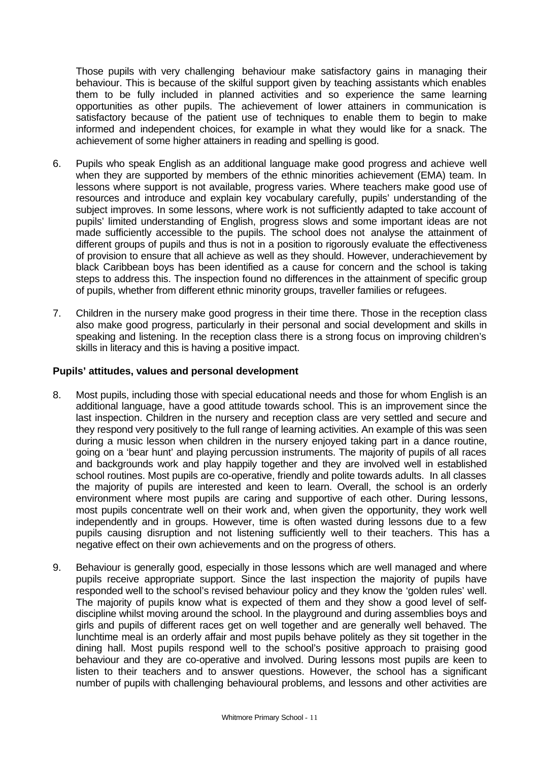Those pupils with very challenging behaviour make satisfactory gains in managing their behaviour. This is because of the skilful support given by teaching assistants which enables them to be fully included in planned activities and so experience the same learning opportunities as other pupils. The achievement of lower attainers in communication is satisfactory because of the patient use of techniques to enable them to begin to make informed and independent choices, for example in what they would like for a snack. The achievement of some higher attainers in reading and spelling is good.

6. Pupils who speak English as an additional language make good progress and achieve well when they are supported by members of the ethnic minorities achievement (EMA) team. In lessons where support is not available, progress varies. Where teachers make good use of resources and introduce and explain key vocabulary carefully, pupils' understanding of the subject improves. In some lessons, where work is not sufficiently adapted to take account of pupils' limited understanding of English, progress slows and some important ideas are not made sufficiently accessible to the pupils. The school does not analyse the attainment of different groups of pupils and thus is not in a position to rigorously evaluate the effectiveness of provision to ensure that all achieve as well as they should. However, underachievement by black Caribbean boys has been identified as a cause for concern and the school is taking steps to address this. The inspection found no differences in the attainment of specific group of pupils, whether from different ethnic minority groups, traveller families or refugees.

7. Children in the nursery make good progress in their time there. Those in the reception class also make good progress, particularly in their personal and social development and skills in speaking and listening. In the reception class there is a strong focus on improving children's skills in literacy and this is having a positive impact.

**Pupils' attitudes, values and personal development**

8. Most pupils, including those with special educational needs and those for whom English is an additional language, have a good attitude towards school. This is an improvement since the last inspection. Children in the nursery and reception class are very settled and secure and they respond very positively to the full range of learning activities. An example of this was seen during a music lesson when children in the nursery enjoyed taking part in a dance routine, going on a 'bear hunt' and playing percussion instruments. The majority of pupils of all races and backgrounds work and play happily together and they are involved well in established school routines. Most pupils are co-operative, friendly and polite towards adults. In all classes the majority of pupils are interested and keen to learn. Overall, the school is an orderly environment where most pupils are caring and supportive of each other. During lessons, most pupils concentrate well on their work and, when given the opportunity, they work well independently and in groups. However, time is often wasted during lessons due to a few pupils causing disruption and not listening sufficiently well to their teachers. This has a negative effect on their own achievements and on the progress of others.

9. Behaviour is generally good, especially in those lessons which are well managed and where pupils receive appropriate support. Since the last inspection the majority of pupils have responded well to the school's revised behaviour policy and they know the 'golden rules' well. The majority of pupils know what is expected of them and they show a good level of self-discipline whilst moving around the school. In the playground and during assemblies boys and girls and pupils of different races get on well together and are generally well behaved. The lunchtime meal is an orderly affair and most pupils behave politely as they sit together in the dining hall. Most pupils respond well to the school's positive approach to praising good behaviour and they are co-operative and involved. During lessons most pupils are keen to listen to their teachers and to answer questions. However, the school has a significant number of pupils with challenging behavioural problems, and lessons and other activities are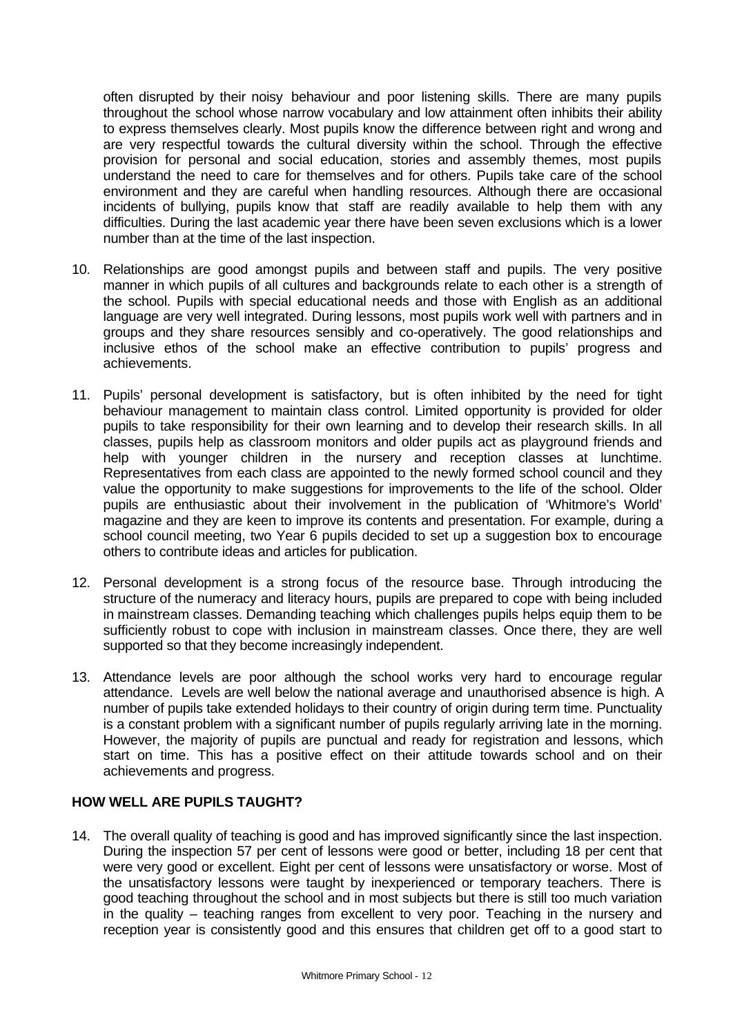often disrupted by their noisy behaviour and poor listening skills. There are many pupils throughout the school whose narrow vocabulary and low attainment often inhibits their ability to express themselves clearly. Most pupils know the difference between right and wrong and are very respectful towards the cultural diversity within the school. Through the effective provision for personal and social education, stories and assembly themes, most pupils understand the need to care for themselves and for others. Pupils take care of the school environment and they are careful when handling resources. Although there are occasional incidents of bullying, pupils know that staff are readily available to help them with any difficulties. During the last academic year there have been seven exclusions which is a lower number than at the time of the last inspection.

10. Relationships are good amongst pupils and between staff and pupils. The very positive manner in which pupils of all cultures and backgrounds relate to each other is a strength of the school. Pupils with special educational needs and those with English as an additional language are very well integrated. During lessons, most pupils work well with partners and in groups and they share resources sensibly and co-operatively. The good relationships and inclusive ethos of the school make an effective contribution to pupils' progress and achievements.

11. Pupils' personal development is satisfactory, but is often inhibited by the need for tight behaviour management to maintain class control. Limited opportunity is provided for older pupils to take responsibility for their own learning and to develop their research skills. In all classes, pupils help as classroom monitors and older pupils act as playground friends and help with younger children in the nursery and reception classes at lunchtime. Representatives from each class are appointed to the newly formed school council and they value the opportunity to make suggestions for improvements to the life of the school. Older pupils are enthusiastic about their involvement in the publication of 'Whitmore's World' magazine and they are keen to improve its contents and presentation. For example, during a school council meeting, two Year 6 pupils decided to set up a suggestion box to encourage others to contribute ideas and articles for publication.

12. Personal development is a strong focus of the resource base. Through introducing the structure of the numeracy and literacy hours, pupils are prepared to cope with being included in mainstream classes. Demanding teaching which challenges pupils helps equip them to be sufficiently robust to cope with inclusion in mainstream classes. Once there, they are well supported so that they become increasingly independent.

13. Attendance levels are poor although the school works very hard to encourage regular attendance. Levels are well below the national average and unauthorised absence is high. A number of pupils take extended holidays to their country of origin during term time. Punctuality is a constant problem with a significant number of pupils regularly arriving late in the morning. However, the majority of pupils are punctual and ready for registration and lessons, which start on time. This has a positive effect on their attitude towards school and on their achievements and progress.

## HOW WELL ARE PUPILS TAUGHT?

14. The overall quality of teaching is good and has improved significantly since the last inspection. During the inspection 57 per cent of lessons were good or better, including 18 per cent that were very good or excellent. Eight per cent of lessons were unsatisfactory or worse. Most of the unsatisfactory lessons were taught by inexperienced or temporary teachers. There is good teaching throughout the school and in most subjects but there is still too much variation in the quality – teaching ranges from excellent to very poor. Teaching in the nursery and reception year is consistently good and this ensures that children get off to a good start to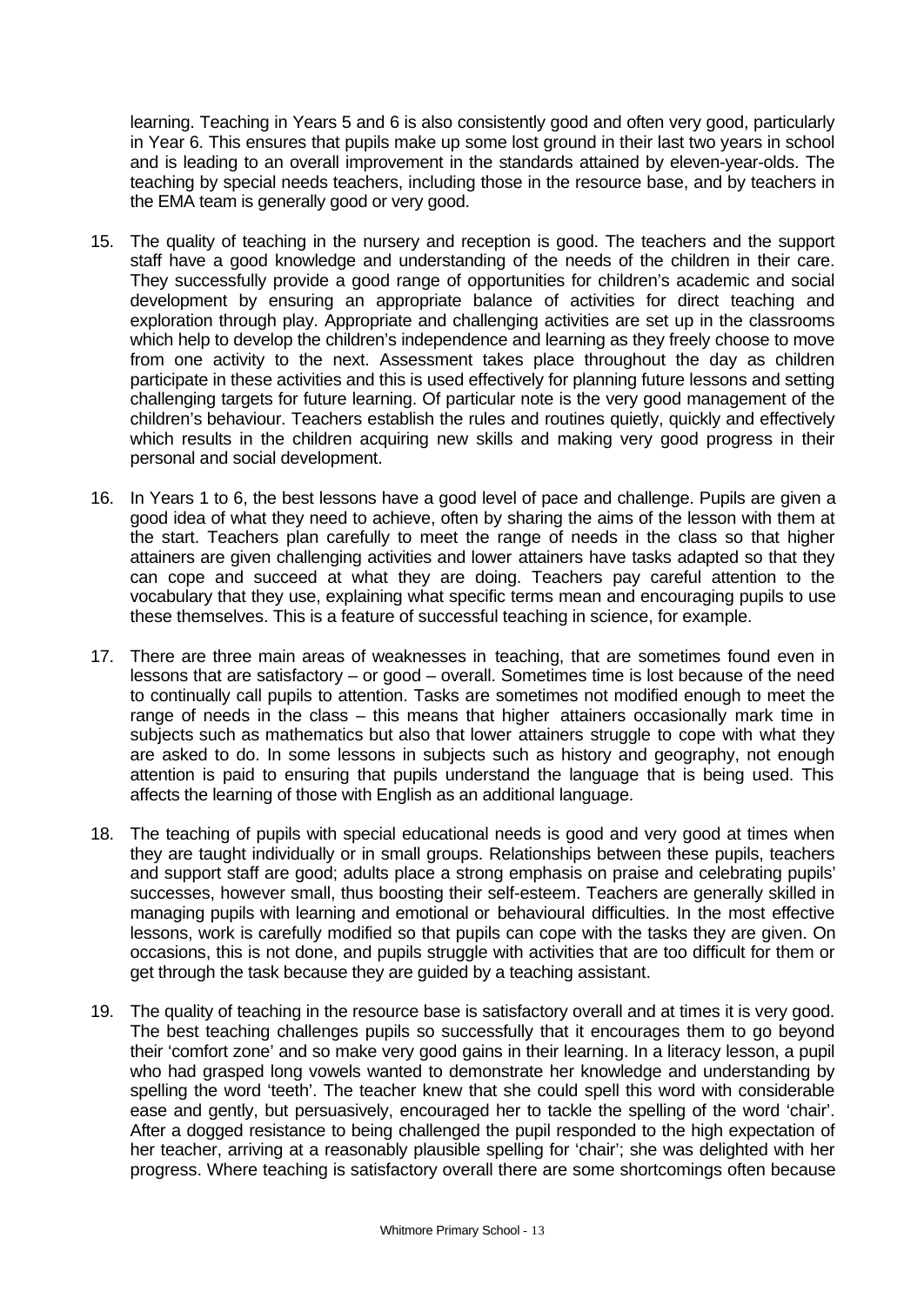learning. Teaching in Years 5 and 6 is also consistently good and often very good, particularly in Year 6. This ensures that pupils make up some lost ground in their last two years in school and is leading to an overall improvement in the standards attained by eleven-year-olds. The teaching by special needs teachers, including those in the resource base, and by teachers in the EMA team is generally good or very good.

15. The quality of teaching in the nursery and reception is good. The teachers and the support staff have a good knowledge and understanding of the needs of the children in their care. They successfully provide a good range of opportunities for children's academic and social development by ensuring an appropriate balance of activities for direct teaching and exploration through play. Appropriate and challenging activities are set up in the classrooms which help to develop the children's independence and learning as they freely choose to move from one activity to the next. Assessment takes place throughout the day as children participate in these activities and this is used effectively for planning future lessons and setting challenging targets for future learning. Of particular note is the very good management of the children's behaviour. Teachers establish the rules and routines quietly, quickly and effectively which results in the children acquiring new skills and making very good progress in their personal and social development.

16. In Years 1 to 6, the best lessons have a good level of pace and challenge. Pupils are given a good idea of what they need to achieve, often by sharing the aims of the lesson with them at the start. Teachers plan carefully to meet the range of needs in the class so that higher attainers are given challenging activities and lower attainers have tasks adapted so that they can cope and succeed at what they are doing. Teachers pay careful attention to the vocabulary that they use, explaining what specific terms mean and encouraging pupils to use these themselves. This is a feature of successful teaching in science, for example.

17. There are three main areas of weaknesses in teaching, that are sometimes found even in lessons that are satisfactory – or good – overall. Sometimes time is lost because of the need to continually call pupils to attention. Tasks are sometimes not modified enough to meet the range of needs in the class – this means that higher attainers occasionally mark time in subjects such as mathematics but also that lower attainers struggle to cope with what they are asked to do. In some lessons in subjects such as history and geography, not enough attention is paid to ensuring that pupils understand the language that is being used. This affects the learning of those with English as an additional language.

18. The teaching of pupils with special educational needs is good and very good at times when they are taught individually or in small groups. Relationships between these pupils, teachers and support staff are good; adults place a strong emphasis on praise and celebrating pupils' successes, however small, thus boosting their self-esteem. Teachers are generally skilled in managing pupils with learning and emotional or behavioural difficulties. In the most effective lessons, work is carefully modified so that pupils can cope with the tasks they are given. On occasions, this is not done, and pupils struggle with activities that are too difficult for them or get through the task because they are guided by a teaching assistant.

19. The quality of teaching in the resource base is satisfactory overall and at times it is very good. The best teaching challenges pupils so successfully that it encourages them to go beyond their 'comfort zone' and so make very good gains in their learning. In a literacy lesson, a pupil who had grasped long vowels wanted to demonstrate her knowledge and understanding by spelling the word 'teeth'. The teacher knew that she could spell this word with considerable ease and gently, but persuasively, encouraged her to tackle the spelling of the word 'chair'. After a dogged resistance to being challenged the pupil responded to the high expectation of her teacher, arriving at a reasonably plausible spelling for 'chair'; she was delighted with her progress. Where teaching is satisfactory overall there are some shortcomings often because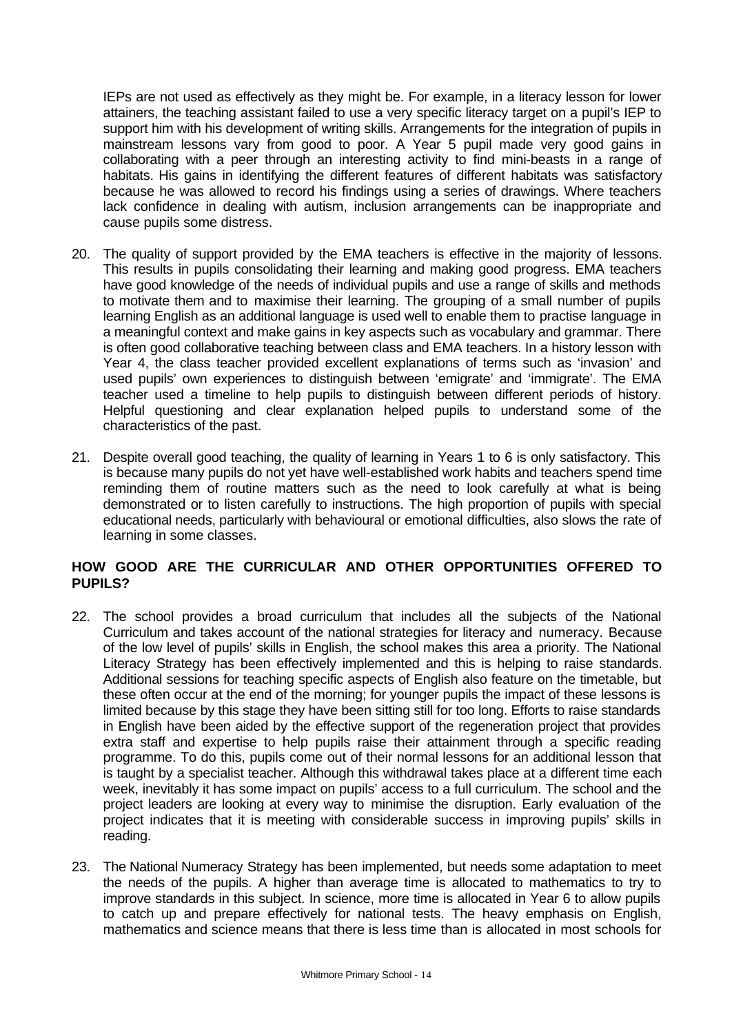IEPs are not used as effectively as they might be. For example, in a literacy lesson for lower attainers, the teaching assistant failed to use a very specific literacy target on a pupil's IEP to support him with his development of writing skills. Arrangements for the integration of pupils in mainstream lessons vary from good to poor. A Year 5 pupil made very good gains in collaborating with a peer through an interesting activity to find mini-beasts in a range of habitats. His gains in identifying the different features of different habitats was satisfactory because he was allowed to record his findings using a series of drawings. Where teachers lack confidence in dealing with autism, inclusion arrangements can be inappropriate and cause pupils some distress.

20. The quality of support provided by the EMA teachers is effective in the majority of lessons. This results in pupils consolidating their learning and making good progress. EMA teachers have good knowledge of the needs of individual pupils and use a range of skills and methods to motivate them and to maximise their learning. The grouping of a small number of pupils learning English as an additional language is used well to enable them to practise language in a meaningful context and make gains in key aspects such as vocabulary and grammar. There is often good collaborative teaching between class and EMA teachers. In a history lesson with Year 4, the class teacher provided excellent explanations of terms such as 'invasion' and used pupils' own experiences to distinguish between 'emigrate' and 'immigrate'. The EMA teacher used a timeline to help pupils to distinguish between different periods of history. Helpful questioning and clear explanation helped pupils to understand some of the characteristics of the past.

21. Despite overall good teaching, the quality of learning in Years 1 to 6 is only satisfactory. This is because many pupils do not yet have well-established work habits and teachers spend time reminding them of routine matters such as the need to look carefully at what is being demonstrated or to listen carefully to instructions. The high proportion of pupils with special educational needs, particularly with behavioural or emotional difficulties, also slows the rate of learning in some classes.

## HOW GOOD ARE THE CURRICULAR AND OTHER OPPORTUNITIES OFFERED TO PUPILS?

22. The school provides a broad curriculum that includes all the subjects of the National Curriculum and takes account of the national strategies for literacy and numeracy. Because of the low level of pupils' skills in English, the school makes this area a priority. The National Literacy Strategy has been effectively implemented and this is helping to raise standards. Additional sessions for teaching specific aspects of English also feature on the timetable, but these often occur at the end of the morning; for younger pupils the impact of these lessons is limited because by this stage they have been sitting still for too long. Efforts to raise standards in English have been aided by the effective support of the regeneration project that provides extra staff and expertise to help pupils raise their attainment through a specific reading programme. To do this, pupils come out of their normal lessons for an additional lesson that is taught by a specialist teacher. Although this withdrawal takes place at a different time each week, inevitably it has some impact on pupils' access to a full curriculum. The school and the project leaders are looking at every way to minimise the disruption. Early evaluation of the project indicates that it is meeting with considerable success in improving pupils' skills in reading.

23. The National Numeracy Strategy has been implemented, but needs some adaptation to meet the needs of the pupils. A higher than average time is allocated to mathematics to try to improve standards in this subject. In science, more time is allocated in Year 6 to allow pupils to catch up and prepare effectively for national tests. The heavy emphasis on English, mathematics and science means that there is less time than is allocated in most schools for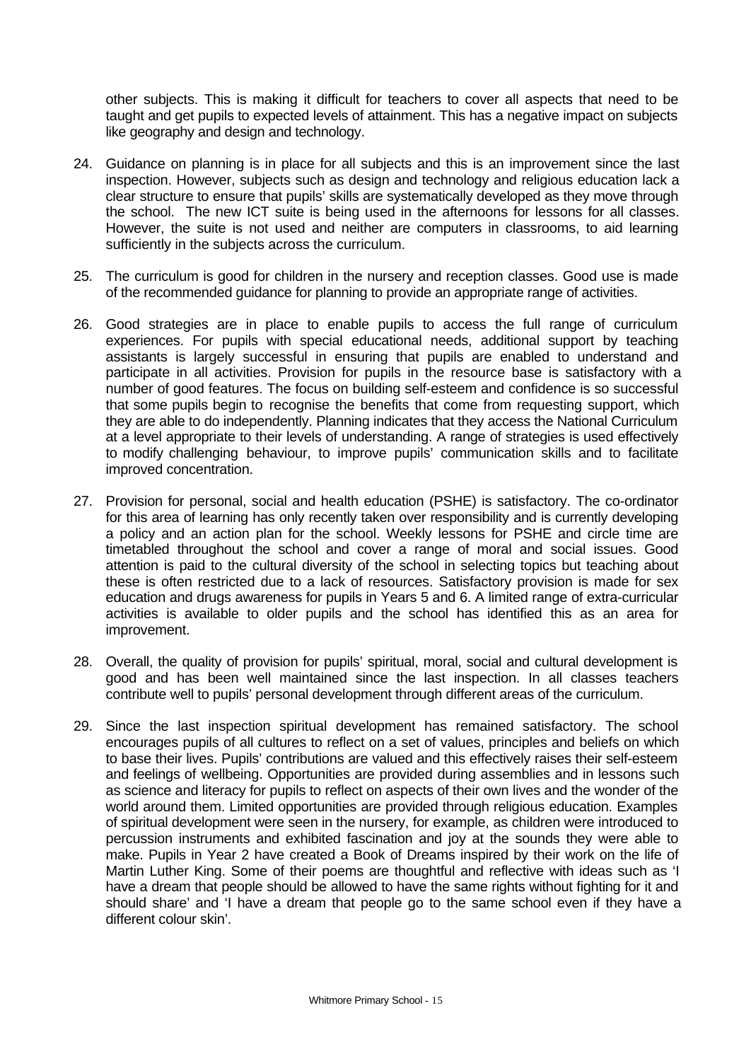other subjects. This is making it difficult for teachers to cover all aspects that need to be taught and get pupils to expected levels of attainment. This has a negative impact on subjects like geography and design and technology.

24. Guidance on planning is in place for all subjects and this is an improvement since the last inspection. However, subjects such as design and technology and religious education lack a clear structure to ensure that pupils' skills are systematically developed as they move through the school. The new ICT suite is being used in the afternoons for lessons for all classes. However, the suite is not used and neither are computers in classrooms, to aid learning sufficiently in the subjects across the curriculum.

25. The curriculum is good for children in the nursery and reception classes. Good use is made of the recommended guidance for planning to provide an appropriate range of activities.

26. Good strategies are in place to enable pupils to access the full range of curriculum experiences. For pupils with special educational needs, additional support by teaching assistants is largely successful in ensuring that pupils are enabled to understand and participate in all activities. Provision for pupils in the resource base is satisfactory with a number of good features. The focus on building self-esteem and confidence is so successful that some pupils begin to recognise the benefits that come from requesting support, which they are able to do independently. Planning indicates that they access the National Curriculum at a level appropriate to their levels of understanding. A range of strategies is used effectively to modify challenging behaviour, to improve pupils' communication skills and to facilitate improved concentration.

27. Provision for personal, social and health education (PSHE) is satisfactory. The co-ordinator for this area of learning has only recently taken over responsibility and is currently developing a policy and an action plan for the school. Weekly lessons for PSHE and circle time are timetabled throughout the school and cover a range of moral and social issues. Good attention is paid to the cultural diversity of the school in selecting topics but teaching about these is often restricted due to a lack of resources. Satisfactory provision is made for sex education and drugs awareness for pupils in Years 5 and 6. A limited range of extra-curricular activities is available to older pupils and the school has identified this as an area for improvement.

28. Overall, the quality of provision for pupils' spiritual, moral, social and cultural development is good and has been well maintained since the last inspection. In all classes teachers contribute well to pupils' personal development through different areas of the curriculum.

29. Since the last inspection spiritual development has remained satisfactory. The school encourages pupils of all cultures to reflect on a set of values, principles and beliefs on which to base their lives. Pupils' contributions are valued and this effectively raises their self-esteem and feelings of wellbeing. Opportunities are provided during assemblies and in lessons such as science and literacy for pupils to reflect on aspects of their own lives and the wonder of the world around them. Limited opportunities are provided through religious education. Examples of spiritual development were seen in the nursery, for example, as children were introduced to percussion instruments and exhibited fascination and joy at the sounds they were able to make. Pupils in Year 2 have created a Book of Dreams inspired by their work on the life of Martin Luther King. Some of their poems are thoughtful and reflective with ideas such as 'I have a dream that people should be allowed to have the same rights without fighting for it and should share' and 'I have a dream that people go to the same school even if they have a different colour skin'.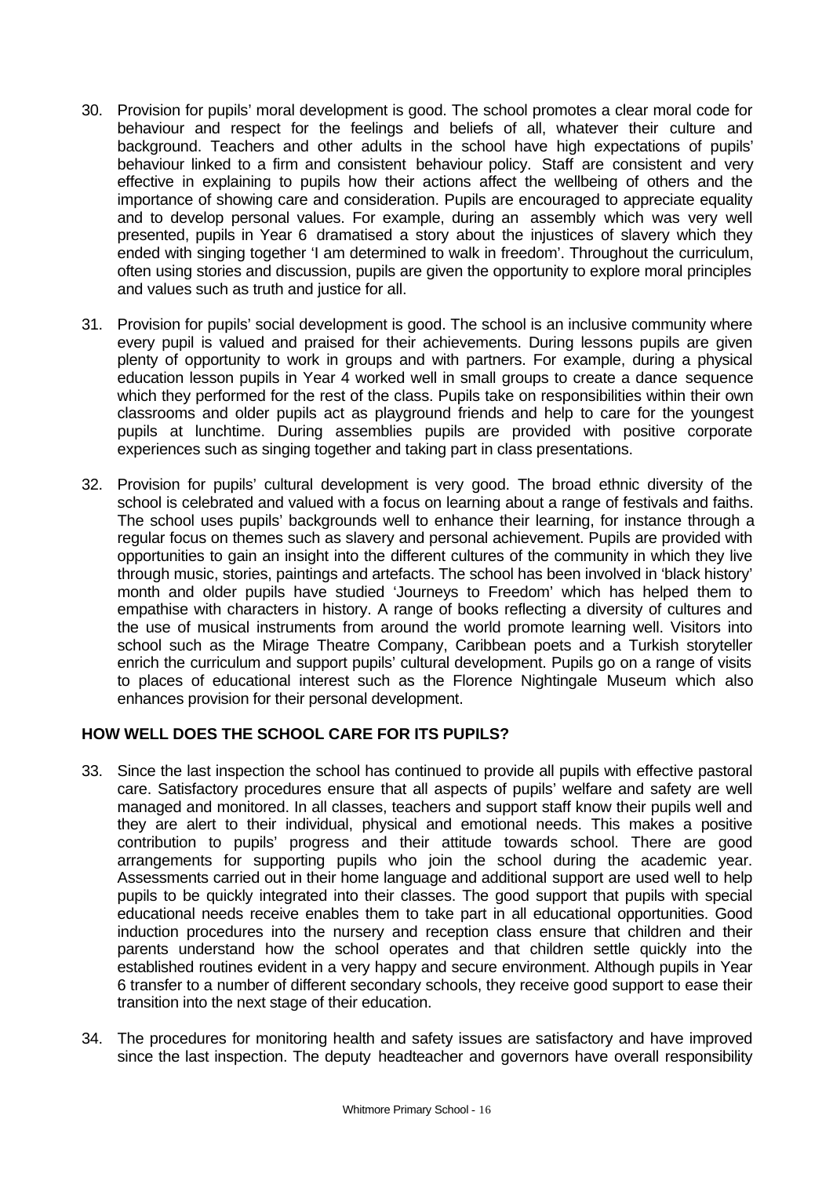30. Provision for pupils' moral development is good. The school promotes a clear moral code for behaviour and respect for the feelings and beliefs of all, whatever their culture and background. Teachers and other adults in the school have high expectations of pupils' behaviour linked to a firm and consistent behaviour policy. Staff are consistent and very effective in explaining to pupils how their actions affect the wellbeing of others and the importance of showing care and consideration. Pupils are encouraged to appreciate equality and to develop personal values. For example, during an assembly which was very well presented, pupils in Year 6 dramatised a story about the injustices of slavery which they ended with singing together 'I am determined to walk in freedom'. Throughout the curriculum, often using stories and discussion, pupils are given the opportunity to explore moral principles and values such as truth and justice for all.

31. Provision for pupils' social development is good. The school is an inclusive community where every pupil is valued and praised for their achievements. During lessons pupils are given plenty of opportunity to work in groups and with partners. For example, during a physical education lesson pupils in Year 4 worked well in small groups to create a dance sequence which they performed for the rest of the class. Pupils take on responsibilities within their own classrooms and older pupils act as playground friends and help to care for the youngest pupils at lunchtime. During assemblies pupils are provided with positive corporate experiences such as singing together and taking part in class presentations.

32. Provision for pupils' cultural development is very good. The broad ethnic diversity of the school is celebrated and valued with a focus on learning about a range of festivals and faiths. The school uses pupils' backgrounds well to enhance their learning, for instance through a regular focus on themes such as slavery and personal achievement. Pupils are provided with opportunities to gain an insight into the different cultures of the community in which they live through music, stories, paintings and artefacts. The school has been involved in 'black history' month and older pupils have studied 'Journeys to Freedom' which has helped them to empathise with characters in history. A range of books reflecting a diversity of cultures and the use of musical instruments from around the world promote learning well. Visitors into school such as the Mirage Theatre Company, Caribbean poets and a Turkish storyteller enrich the curriculum and support pupils' cultural development. Pupils go on a range of visits to places of educational interest such as the Florence Nightingale Museum which also enhances provision for their personal development.

## HOW WELL DOES THE SCHOOL CARE FOR ITS PUPILS?

33. Since the last inspection the school has continued to provide all pupils with effective pastoral care. Satisfactory procedures ensure that all aspects of pupils' welfare and safety are well managed and monitored. In all classes, teachers and support staff know their pupils well and they are alert to their individual, physical and emotional needs. This makes a positive contribution to pupils' progress and their attitude towards school. There are good arrangements for supporting pupils who join the school during the academic year. Assessments carried out in their home language and additional support are used well to help pupils to be quickly integrated into their classes. The good support that pupils with special educational needs receive enables them to take part in all educational opportunities. Good induction procedures into the nursery and reception class ensure that children and their parents understand how the school operates and that children settle quickly into the established routines evident in a very happy and secure environment. Although pupils in Year 6 transfer to a number of different secondary schools, they receive good support to ease their transition into the next stage of their education.

34. The procedures for monitoring health and safety issues are satisfactory and have improved since the last inspection. The deputy headteacher and governors have overall responsibility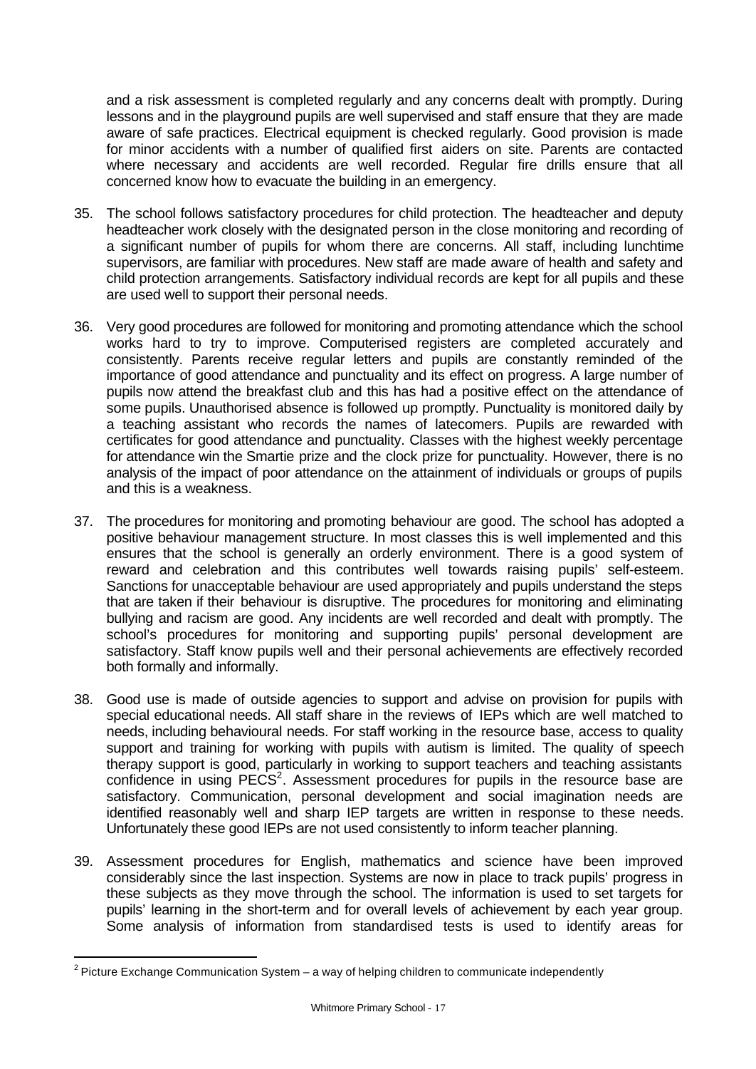and a risk assessment is completed regularly and any concerns dealt with promptly. During lessons and in the playground pupils are well supervised and staff ensure that they are made aware of safe practices. Electrical equipment is checked regularly. Good provision is made for minor accidents with a number of qualified first aiders on site. Parents are contacted where necessary and accidents are well recorded. Regular fire drills ensure that all concerned know how to evacuate the building in an emergency.

35. The school follows satisfactory procedures for child protection. The headteacher and deputy headteacher work closely with the designated person in the close monitoring and recording of a significant number of pupils for whom there are concerns. All staff, including lunchtime supervisors, are familiar with procedures. New staff are made aware of health and safety and child protection arrangements. Satisfactory individual records are kept for all pupils and these are used well to support their personal needs.

36. Very good procedures are followed for monitoring and promoting attendance which the school works hard to try to improve. Computerised registers are completed accurately and consistently. Parents receive regular letters and pupils are constantly reminded of the importance of good attendance and punctuality and its effect on progress. A large number of pupils now attend the breakfast club and this has had a positive effect on the attendance of some pupils. Unauthorised absence is followed up promptly. Punctuality is monitored daily by a teaching assistant who records the names of latecomers. Pupils are rewarded with certificates for good attendance and punctuality. Classes with the highest weekly percentage for attendance win the Smartie prize and the clock prize for punctuality. However, there is no analysis of the impact of poor attendance on the attainment of individuals or groups of pupils and this is a weakness.

37. The procedures for monitoring and promoting behaviour are good. The school has adopted a positive behaviour management structure. In most classes this is well implemented and this ensures that the school is generally an orderly environment. There is a good system of reward and celebration and this contributes well towards raising pupils' self-esteem. Sanctions for unacceptable behaviour are used appropriately and pupils understand the steps that are taken if their behaviour is disruptive. The procedures for monitoring and eliminating bullying and racism are good. Any incidents are well recorded and dealt with promptly. The school's procedures for monitoring and supporting pupils' personal development are satisfactory. Staff know pupils well and their personal achievements are effectively recorded both formally and informally.

38. Good use is made of outside agencies to support and advise on provision for pupils with special educational needs. All staff share in the reviews of IEPs which are well matched to needs, including behavioural needs. For staff working in the resource base, access to quality support and training for working with pupils with autism is limited. The quality of speech therapy support is good, particularly in working to support teachers and teaching assistants confidence in using PECS[2]. Assessment procedures for pupils in the resource base are satisfactory. Communication, personal development and social imagination needs are identified reasonably well and sharp IEP targets are written in response to these needs. Unfortunately these good IEPs are not used consistently to inform teacher planning.

39. Assessment procedures for English, mathematics and science have been improved considerably since the last inspection. Systems are now in place to track pupils' progress in these subjects as they move through the school. The information is used to set targets for pupils' learning in the short-term and for overall levels of achievement by each year group. Some analysis of information from standardised tests is used to identify areas for

---

[2] Picture Exchange Communication System – a way of helping children to communicate independently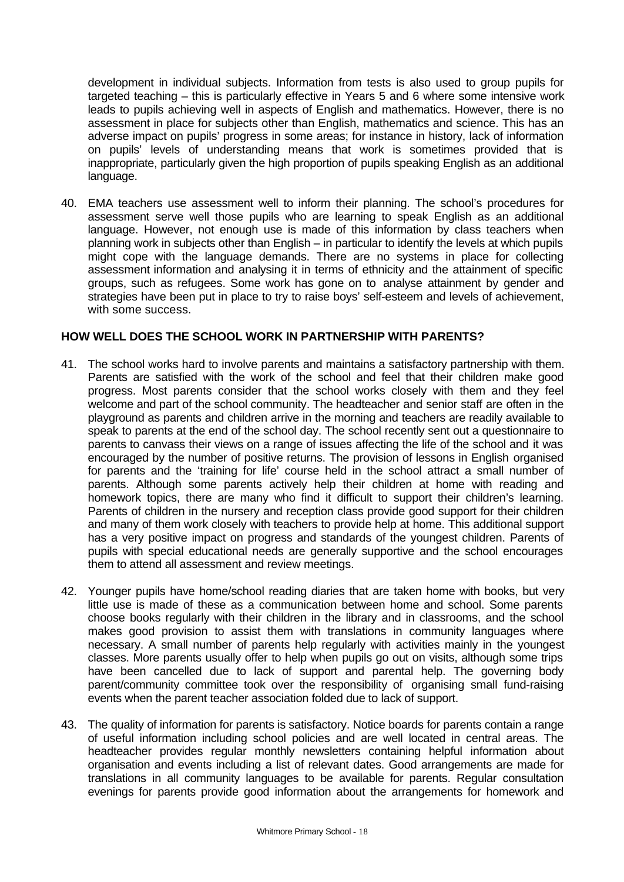development in individual subjects. Information from tests is also used to group pupils for targeted teaching – this is particularly effective in Years 5 and 6 where some intensive work leads to pupils achieving well in aspects of English and mathematics. However, there is no assessment in place for subjects other than English, mathematics and science. This has an adverse impact on pupils' progress in some areas; for instance in history, lack of information on pupils' levels of understanding means that work is sometimes provided that is inappropriate, particularly given the high proportion of pupils speaking English as an additional language.

40. EMA teachers use assessment well to inform their planning. The school's procedures for assessment serve well those pupils who are learning to speak English as an additional language. However, not enough use is made of this information by class teachers when planning work in subjects other than English – in particular to identify the levels at which pupils might cope with the language demands. There are no systems in place for collecting assessment information and analysing it in terms of ethnicity and the attainment of specific groups, such as refugees. Some work has gone on to analyse attainment by gender and strategies have been put in place to try to raise boys' self-esteem and levels of achievement, with some success.

## HOW WELL DOES THE SCHOOL WORK IN PARTNERSHIP WITH PARENTS?

41. The school works hard to involve parents and maintains a satisfactory partnership with them. Parents are satisfied with the work of the school and feel that their children make good progress. Most parents consider that the school works closely with them and they feel welcome and part of the school community. The headteacher and senior staff are often in the playground as parents and children arrive in the morning and teachers are readily available to speak to parents at the end of the school day. The school recently sent out a questionnaire to parents to canvass their views on a range of issues affecting the life of the school and it was encouraged by the number of positive returns. The provision of lessons in English organised for parents and the 'training for life' course held in the school attract a small number of parents. Although some parents actively help their children at home with reading and homework topics, there are many who find it difficult to support their children's learning. Parents of children in the nursery and reception class provide good support for their children and many of them work closely with teachers to provide help at home. This additional support has a very positive impact on progress and standards of the youngest children. Parents of pupils with special educational needs are generally supportive and the school encourages them to attend all assessment and review meetings.

42. Younger pupils have home/school reading diaries that are taken home with books, but very little use is made of these as a communication between home and school. Some parents choose books regularly with their children in the library and in classrooms, and the school makes good provision to assist them with translations in community languages where necessary. A small number of parents help regularly with activities mainly in the youngest classes. More parents usually offer to help when pupils go out on visits, although some trips have been cancelled due to lack of support and parental help. The governing body parent/community committee took over the responsibility of organising small fund-raising events when the parent teacher association folded due to lack of support.

43. The quality of information for parents is satisfactory. Notice boards for parents contain a range of useful information including school policies and are well located in central areas. The headteacher provides regular monthly newsletters containing helpful information about organisation and events including a list of relevant dates. Good arrangements are made for translations in all community languages to be available for parents. Regular consultation evenings for parents provide good information about the arrangements for homework and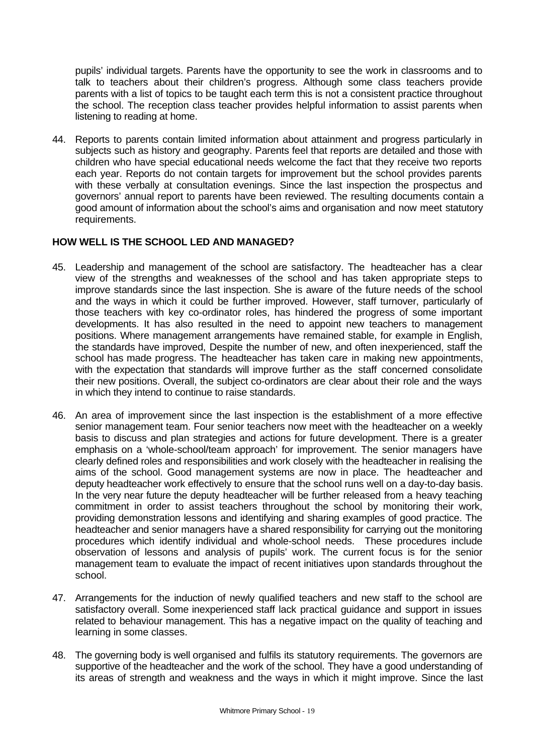pupils' individual targets. Parents have the opportunity to see the work in classrooms and to talk to teachers about their children's progress. Although some class teachers provide parents with a list of topics to be taught each term this is not a consistent practice throughout the school. The reception class teacher provides helpful information to assist parents when listening to reading at home.

44. Reports to parents contain limited information about attainment and progress particularly in subjects such as history and geography. Parents feel that reports are detailed and those with children who have special educational needs welcome the fact that they receive two reports each year. Reports do not contain targets for improvement but the school provides parents with these verbally at consultation evenings. Since the last inspection the prospectus and governors' annual report to parents have been reviewed. The resulting documents contain a good amount of information about the school's aims and organisation and now meet statutory requirements.

## HOW WELL IS THE SCHOOL LED AND MANAGED?

45. Leadership and management of the school are satisfactory. The headteacher has a clear view of the strengths and weaknesses of the school and has taken appropriate steps to improve standards since the last inspection. She is aware of the future needs of the school and the ways in which it could be further improved. However, staff turnover, particularly of those teachers with key co-ordinator roles, has hindered the progress of some important developments. It has also resulted in the need to appoint new teachers to management positions. Where management arrangements have remained stable, for example in English, the standards have improved, Despite the number of new, and often inexperienced, staff the school has made progress. The headteacher has taken care in making new appointments, with the expectation that standards will improve further as the staff concerned consolidate their new positions. Overall, the subject co-ordinators are clear about their role and the ways in which they intend to continue to raise standards.

46. An area of improvement since the last inspection is the establishment of a more effective senior management team. Four senior teachers now meet with the headteacher on a weekly basis to discuss and plan strategies and actions for future development. There is a greater emphasis on a 'whole-school/team approach' for improvement. The senior managers have clearly defined roles and responsibilities and work closely with the headteacher in realising the aims of the school. Good management systems are now in place. The headteacher and deputy headteacher work effectively to ensure that the school runs well on a day-to-day basis. In the very near future the deputy headteacher will be further released from a heavy teaching commitment in order to assist teachers throughout the school by monitoring their work, providing demonstration lessons and identifying and sharing examples of good practice. The headteacher and senior managers have a shared responsibility for carrying out the monitoring procedures which identify individual and whole-school needs. These procedures include observation of lessons and analysis of pupils' work. The current focus is for the senior management team to evaluate the impact of recent initiatives upon standards throughout the school.

47. Arrangements for the induction of newly qualified teachers and new staff to the school are satisfactory overall. Some inexperienced staff lack practical guidance and support in issues related to behaviour management. This has a negative impact on the quality of teaching and learning in some classes.

48. The governing body is well organised and fulfils its statutory requirements. The governors are supportive of the headteacher and the work of the school. They have a good understanding of its areas of strength and weakness and the ways in which it might improve. Since the last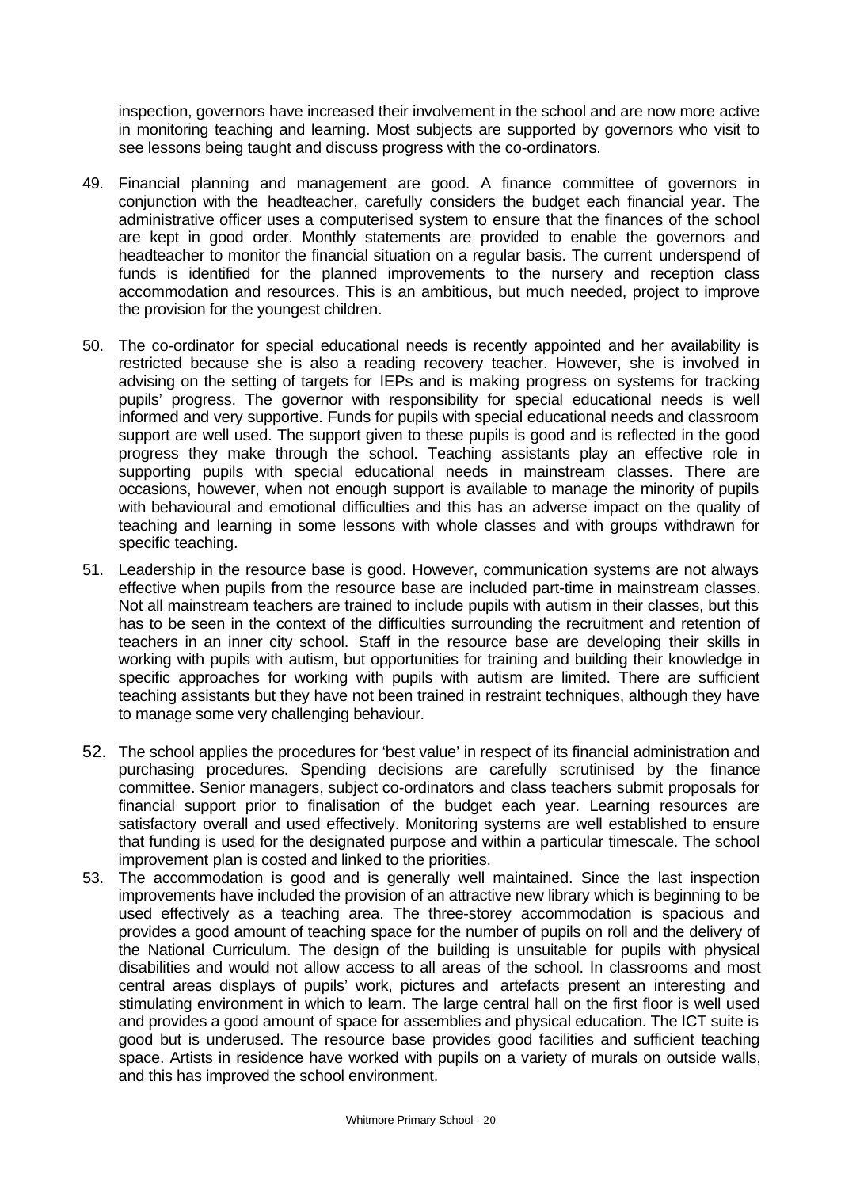inspection, governors have increased their involvement in the school and are now more active in monitoring teaching and learning. Most subjects are supported by governors who visit to see lessons being taught and discuss progress with the co-ordinators.

49. Financial planning and management are good. A finance committee of governors in conjunction with the headteacher, carefully considers the budget each financial year. The administrative officer uses a computerised system to ensure that the finances of the school are kept in good order. Monthly statements are provided to enable the governors and headteacher to monitor the financial situation on a regular basis. The current underspend of funds is identified for the planned improvements to the nursery and reception class accommodation and resources. This is an ambitious, but much needed, project to improve the provision for the youngest children.

50. The co-ordinator for special educational needs is recently appointed and her availability is restricted because she is also a reading recovery teacher. However, she is involved in advising on the setting of targets for IEPs and is making progress on systems for tracking pupils' progress. The governor with responsibility for special educational needs is well informed and very supportive. Funds for pupils with special educational needs and classroom support are well used. The support given to these pupils is good and is reflected in the good progress they make through the school. Teaching assistants play an effective role in supporting pupils with special educational needs in mainstream classes. There are occasions, however, when not enough support is available to manage the minority of pupils with behavioural and emotional difficulties and this has an adverse impact on the quality of teaching and learning in some lessons with whole classes and with groups withdrawn for specific teaching.

51. Leadership in the resource base is good. However, communication systems are not always effective when pupils from the resource base are included part-time in mainstream classes. Not all mainstream teachers are trained to include pupils with autism in their classes, but this has to be seen in the context of the difficulties surrounding the recruitment and retention of teachers in an inner city school. Staff in the resource base are developing their skills in working with pupils with autism, but opportunities for training and building their knowledge in specific approaches for working with pupils with autism are limited. There are sufficient teaching assistants but they have not been trained in restraint techniques, although they have to manage some very challenging behaviour.

52. The school applies the procedures for 'best value' in respect of its financial administration and purchasing procedures. Spending decisions are carefully scrutinised by the finance committee. Senior managers, subject co-ordinators and class teachers submit proposals for financial support prior to finalisation of the budget each year. Learning resources are satisfactory overall and used effectively. Monitoring systems are well established to ensure that funding is used for the designated purpose and within a particular timescale. The school improvement plan is costed and linked to the priorities.

53. The accommodation is good and is generally well maintained. Since the last inspection improvements have included the provision of an attractive new library which is beginning to be used effectively as a teaching area. The three-storey accommodation is spacious and provides a good amount of teaching space for the number of pupils on roll and the delivery of the National Curriculum. The design of the building is unsuitable for pupils with physical disabilities and would not allow access to all areas of the school. In classrooms and most central areas displays of pupils' work, pictures and artefacts present an interesting and stimulating environment in which to learn. The large central hall on the first floor is well used and provides a good amount of space for assemblies and physical education. The ICT suite is good but is underused. The resource base provides good facilities and sufficient teaching space. Artists in residence have worked with pupils on a variety of murals on outside walls, and this has improved the school environment.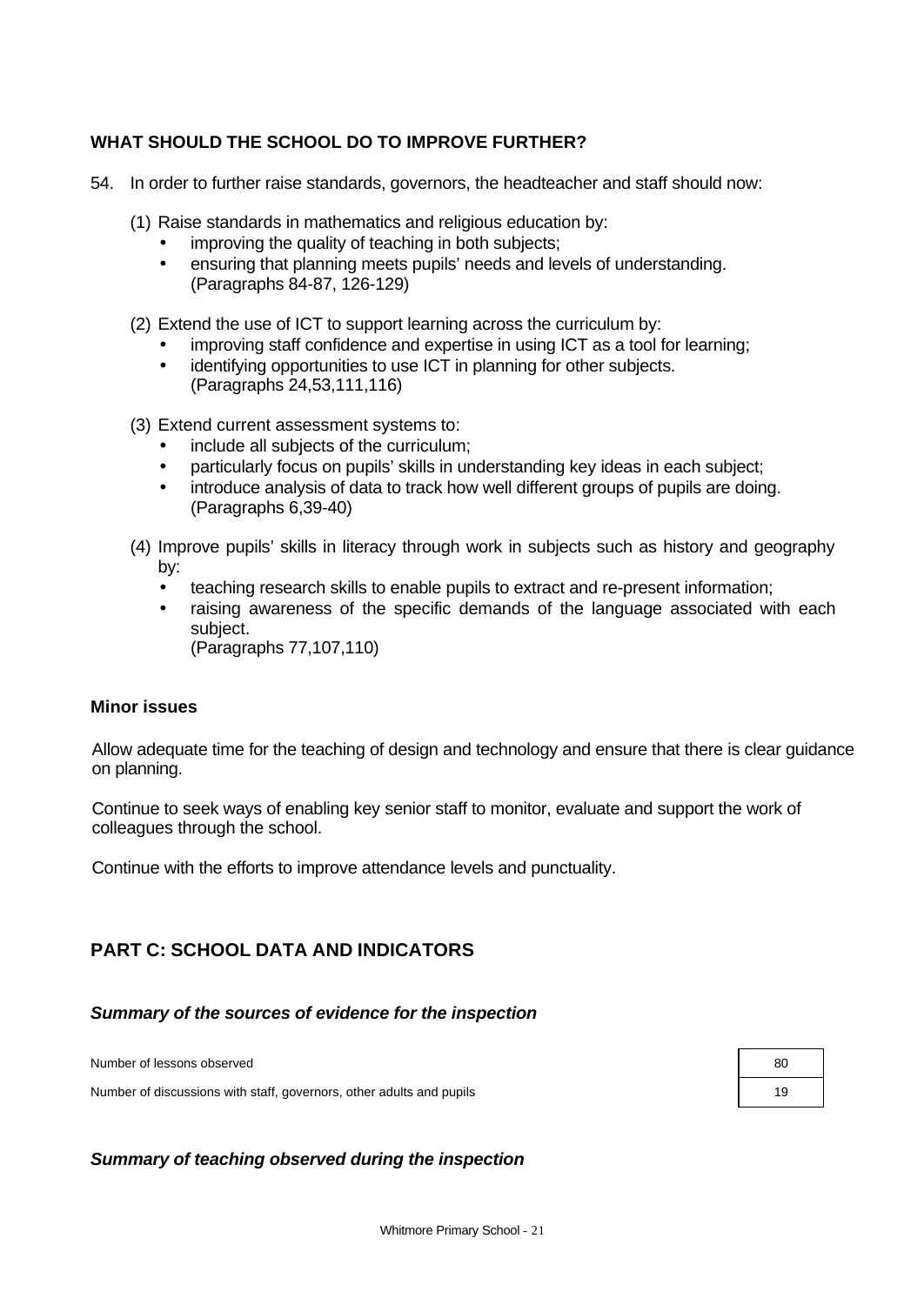### WHAT SHOULD THE SCHOOL DO TO IMPROVE FURTHER?

54. In order to further raise standards, governors, the headteacher and staff should now:

(1) Raise standards in mathematics and religious education by:
- improving the quality of teaching in both subjects;
- ensuring that planning meets pupils' needs and levels of understanding.
(Paragraphs 84-87, 126-129)

(2) Extend the use of ICT to support learning across the curriculum by:
- improving staff confidence and expertise in using ICT as a tool for learning;
- identifying opportunities to use ICT in planning for other subjects.
(Paragraphs 24,53,111,116)

(3) Extend current assessment systems to:
- include all subjects of the curriculum;
- particularly focus on pupils' skills in understanding key ideas in each subject;
- introduce analysis of data to track how well different groups of pupils are doing.
(Paragraphs 6,39-40)

(4) Improve pupils' skills in literacy through work in subjects such as history and geography by:
- teaching research skills to enable pupils to extract and re-present information;
- raising awareness of the specific demands of the language associated with each subject.
(Paragraphs 77,107,110)

#### Minor issues

Allow adequate time for the teaching of design and technology and ensure that there is clear guidance on planning.

Continue to seek ways of enabling key senior staff to monitor, evaluate and support the work of colleagues through the school.

Continue with the efforts to improve attendance levels and punctuality.

## PART C: SCHOOL DATA AND INDICATORS

### *Summary of the sources of evidence for the inspection*

| | |
|---|---|
| Number of lessons observed | 80 |
| Number of discussions with staff, governors, other adults and pupils | 19 |

### *Summary of teaching observed during the inspection*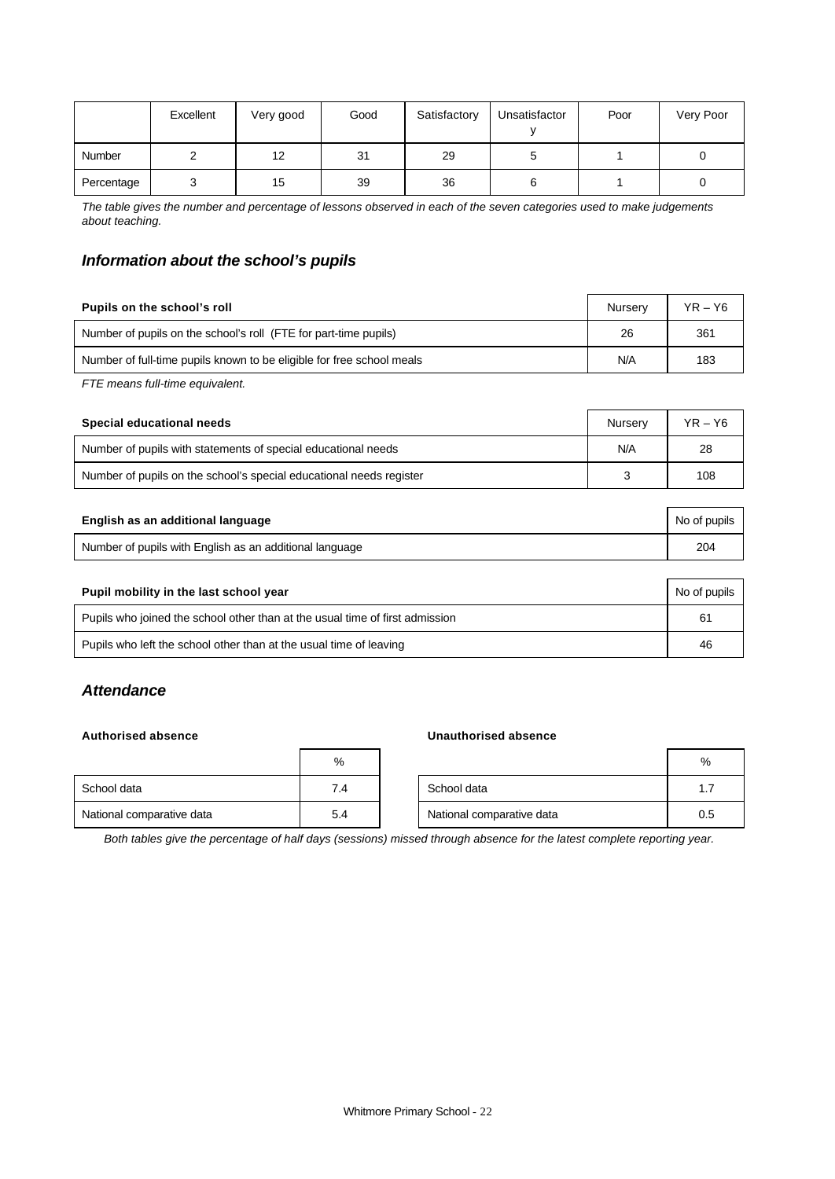| | Excellent | Very good | Good | Satisfactory | Unsatisfactory | Poor | Very Poor |
|---|---|---|---|---|---|---|---|
| Number | 2 | 12 | 31 | 29 | 5 | 1 | 0 |
| Percentage | 3 | 15 | 39 | 36 | 6 | 1 | 0 |

*The table gives the number and percentage of lessons observed in each of the seven categories used to make judgements about teaching.*

## *Information about the school's pupils*

| Pupils on the school's roll | Nursery | YR – Y6 |
|---|---|---|
| Number of pupils on the school's roll (FTE for part-time pupils) | 26 | 361 |
| Number of full-time pupils known to be eligible for free school meals | N/A | 183 |

*FTE means full-time equivalent.*

| Special educational needs | Nursery | YR – Y6 |
|---|---|---|
| Number of pupils with statements of special educational needs | N/A | 28 |
| Number of pupils on the school's special educational needs register | 3 | 108 |

| English as an additional language | No of pupils |
|---|---|
| Number of pupils with English as an additional language | 204 |

| Pupil mobility in the last school year | No of pupils |
|---|---|
| Pupils who joined the school other than at the usual time of first admission | 61 |
| Pupils who left the school other than at the usual time of leaving | 46 |

## *Attendance*

**Authorised absence**

| | % |
|---|---|
| School data | 7.4 |
| National comparative data | 5.4 |

**Unauthorised absence**

| | % |
|---|---|
| School data | 1.7 |
| National comparative data | 0.5 |

*Both tables give the percentage of half days (sessions) missed through absence for the latest complete reporting year.*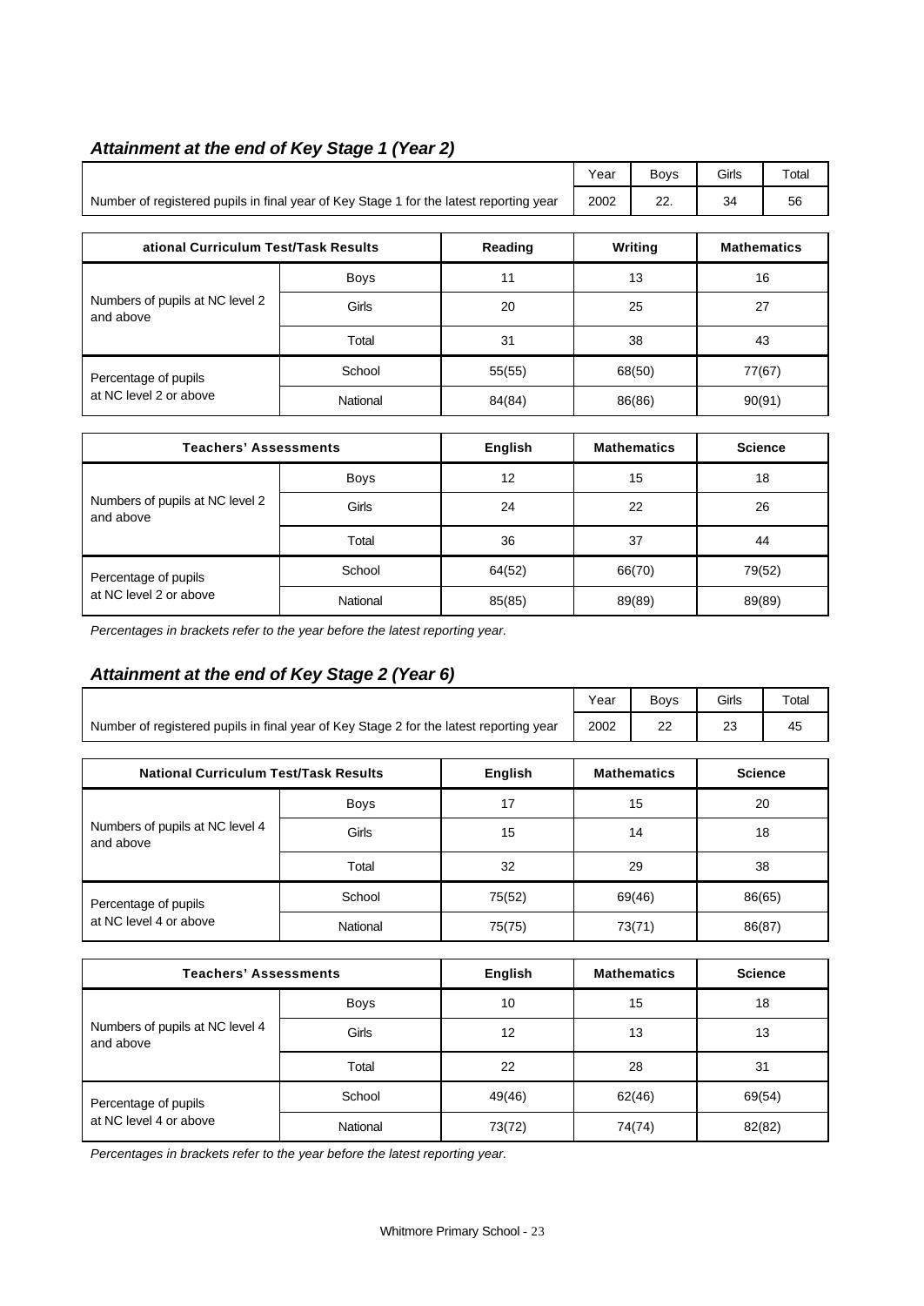## *Attainment at the end of Key Stage 1 (Year 2)*

| | Year | Boys | Girls | Total |
|---|---|---|---|---|
| Number of registered pupils in final year of Key Stage 1 for the latest reporting year | 2002 | 22. | 34 | 56 |

| ational Curriculum Test/Task Results | | Reading | Writing | Mathematics |
|---|---|---|---|---|
| Numbers of pupils at NC level 2 and above | Boys | 11 | 13 | 16 |
| | Girls | 20 | 25 | 27 |
| | Total | 31 | 38 | 43 |
| Percentage of pupils at NC level 2 or above | School | 55(55) | 68(50) | 77(67) |
| | National | 84(84) | 86(86) | 90(91) |

| Teachers' Assessments | | English | Mathematics | Science |
|---|---|---|---|---|
| Numbers of pupils at NC level 2 and above | Boys | 12 | 15 | 18 |
| | Girls | 24 | 22 | 26 |
| | Total | 36 | 37 | 44 |
| Percentage of pupils at NC level 2 or above | School | 64(52) | 66(70) | 79(52) |
| | National | 85(85) | 89(89) | 89(89) |

*Percentages in brackets refer to the year before the latest reporting year.*

## *Attainment at the end of Key Stage 2 (Year 6)*

| | Year | Boys | Girls | Total |
|---|---|---|---|---|
| Number of registered pupils in final year of Key Stage 2 for the latest reporting year | 2002 | 22 | 23 | 45 |

| National Curriculum Test/Task Results | | English | Mathematics | Science |
|---|---|---|---|---|
| Numbers of pupils at NC level 4 and above | Boys | 17 | 15 | 20 |
| | Girls | 15 | 14 | 18 |
| | Total | 32 | 29 | 38 |
| Percentage of pupils at NC level 4 or above | School | 75(52) | 69(46) | 86(65) |
| | National | 75(75) | 73(71) | 86(87) |

| Teachers' Assessments | | English | Mathematics | Science |
|---|---|---|---|---|
| Numbers of pupils at NC level 4 and above | Boys | 10 | 15 | 18 |
| | Girls | 12 | 13 | 13 |
| | Total | 22 | 28 | 31 |
| Percentage of pupils at NC level 4 or above | School | 49(46) | 62(46) | 69(54) |
| | National | 73(72) | 74(74) | 82(82) |

*Percentages in brackets refer to the year before the latest reporting year.*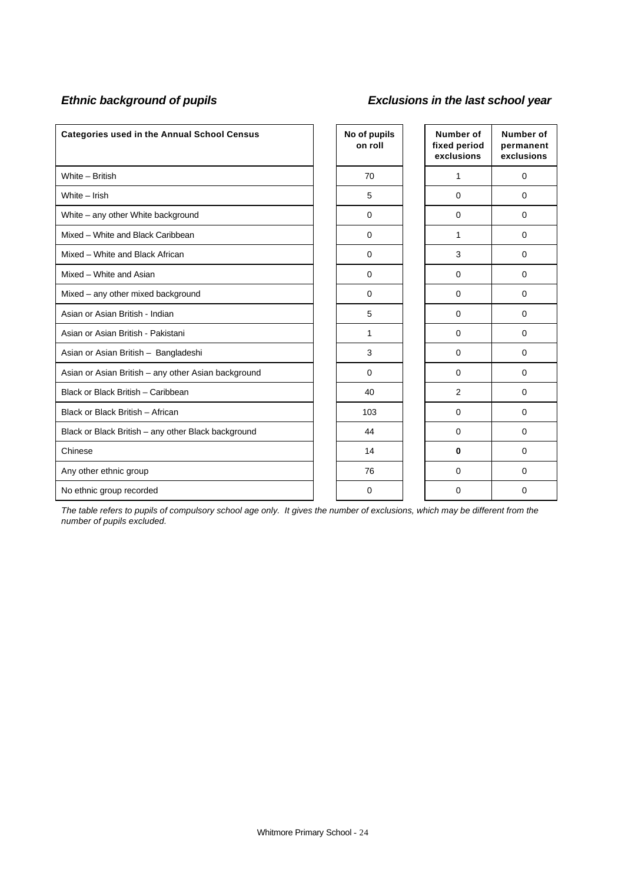***Ethnic background of pupils*** ***Exclusions in the last school year***

| Categories used in the Annual School Census | No of pupils on roll | Number of fixed period exclusions | Number of permanent exclusions |
|---|---|---|---|
| White – British | 70 | 1 | 0 |
| White – Irish | 5 | 0 | 0 |
| White – any other White background | 0 | 0 | 0 |
| Mixed – White and Black Caribbean | 0 | 1 | 0 |
| Mixed – White and Black African | 0 | 3 | 0 |
| Mixed – White and Asian | 0 | 0 | 0 |
| Mixed – any other mixed background | 0 | 0 | 0 |
| Asian or Asian British - Indian | 5 | 0 | 0 |
| Asian or Asian British - Pakistani | 1 | 0 | 0 |
| Asian or Asian British – Bangladeshi | 3 | 0 | 0 |
| Asian or Asian British – any other Asian background | 0 | 0 | 0 |
| Black or Black British – Caribbean | 40 | 2 | 0 |
| Black or Black British – African | 103 | 0 | 0 |
| Black or Black British – any other Black background | 44 | 0 | 0 |
| Chinese | 14 | **0** | 0 |
| Any other ethnic group | 76 | 0 | 0 |
| No ethnic group recorded | 0 | 0 | 0 |

*The table refers to pupils of compulsory school age only. It gives the number of exclusions, which may be different from the number of pupils excluded.*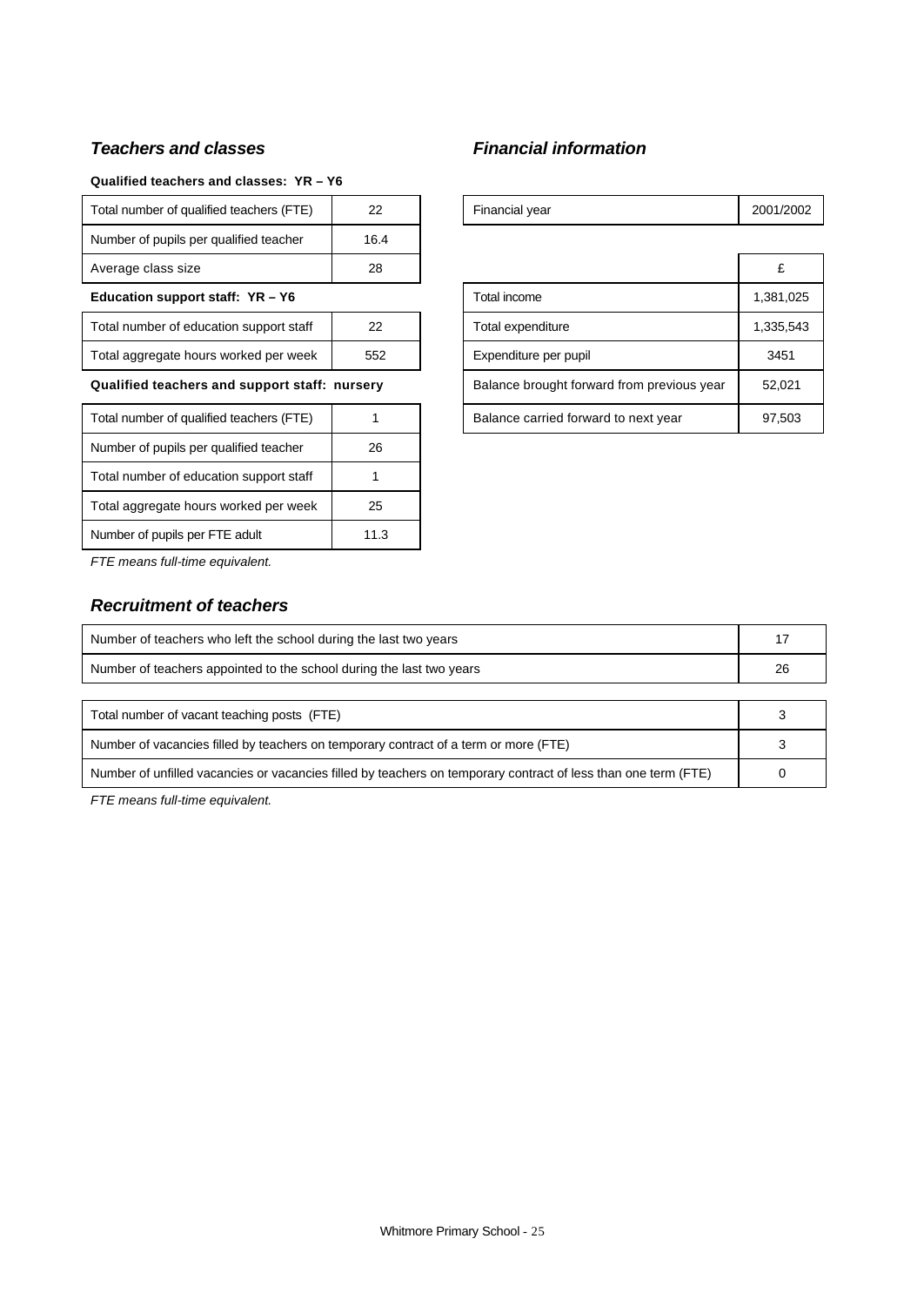### *Teachers and classes*

**Qualified teachers and classes: YR – Y6**

| | |
|---|---|
| Total number of qualified teachers (FTE) | 22 |
| Number of pupils per qualified teacher | 16.4 |
| Average class size | 28 |

**Education support staff: YR – Y6**

| | |
|---|---|
| Total number of education support staff | 22 |
| Total aggregate hours worked per week | 552 |

**Qualified teachers and support staff: nursery**

| | |
|---|---|
| Total number of qualified teachers (FTE) | 1 |
| Number of pupils per qualified teacher | 26 |
| Total number of education support staff | 1 |
| Total aggregate hours worked per week | 25 |
| Number of pupils per FTE adult | 11.3 |

*FTE means full-time equivalent.*

### *Financial information*

| | |
|---|---|
| Financial year | 2001/2002 |

| | £ |
|---|---|
| Total income | 1,381,025 |
| Total expenditure | 1,335,543 |
| Expenditure per pupil | 3451 |
| Balance brought forward from previous year | 52,021 |
| Balance carried forward to next year | 97,503 |

### *Recruitment of teachers*

| | |
|---|---|
| Number of teachers who left the school during the last two years | 17 |
| Number of teachers appointed to the school during the last two years | 26 |

| | |
|---|---|
| Total number of vacant teaching posts (FTE) | 3 |
| Number of vacancies filled by teachers on temporary contract of a term or more (FTE) | 3 |
| Number of unfilled vacancies or vacancies filled by teachers on temporary contract of less than one term (FTE) | 0 |

*FTE means full-time equivalent.*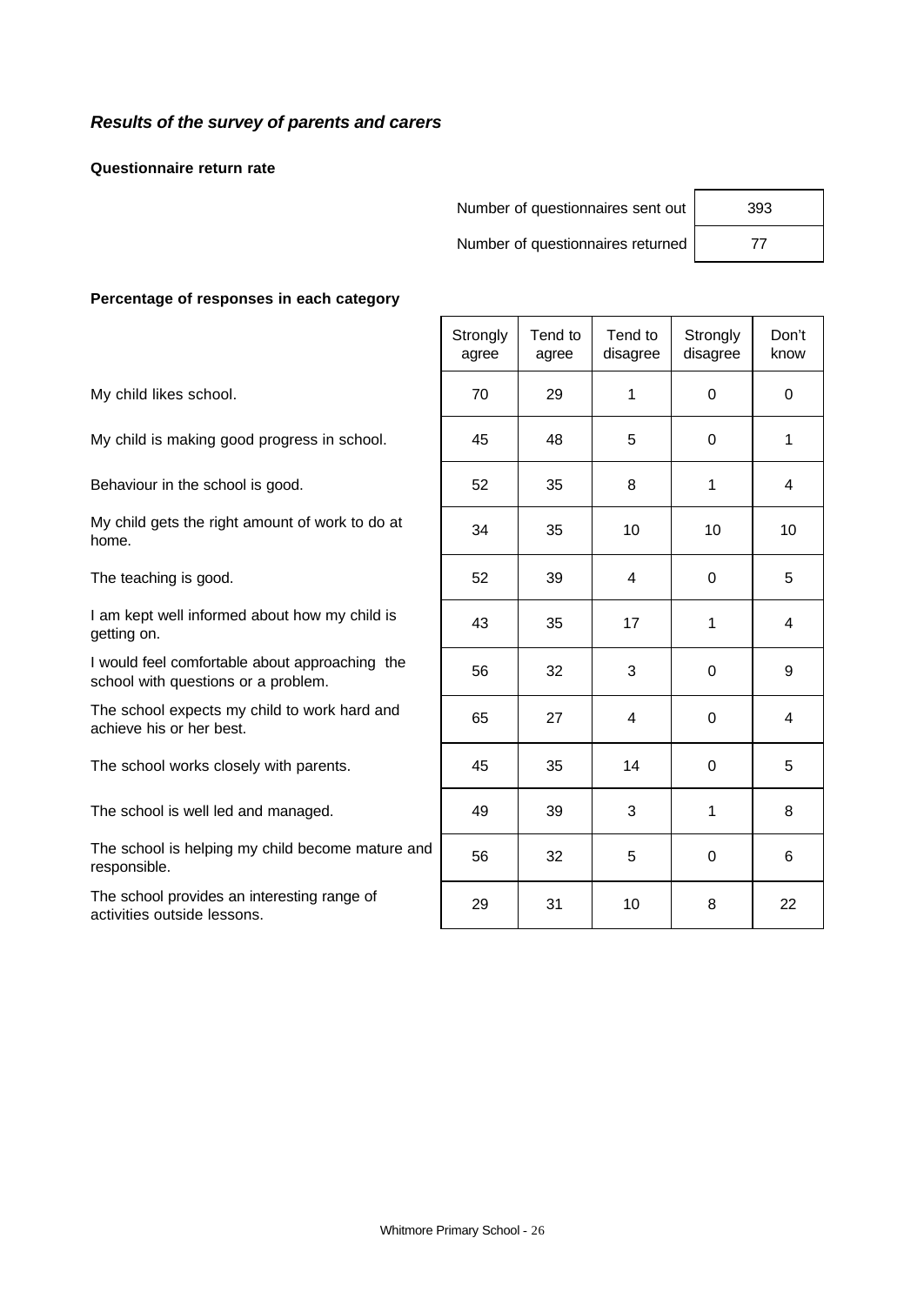## *Results of the survey of parents and carers*

**Questionnaire return rate**

| | |
|---|---|
| Number of questionnaires sent out | 393 |
| Number of questionnaires returned | 77 |

**Percentage of responses in each category**

| | Strongly agree | Tend to agree | Tend to disagree | Strongly disagree | Don't know |
|---|---|---|---|---|---|
| My child likes school. | 70 | 29 | 1 | 0 | 0 |
| My child is making good progress in school. | 45 | 48 | 5 | 0 | 1 |
| Behaviour in the school is good. | 52 | 35 | 8 | 1 | 4 |
| My child gets the right amount of work to do at home. | 34 | 35 | 10 | 10 | 10 |
| The teaching is good. | 52 | 39 | 4 | 0 | 5 |
| I am kept well informed about how my child is getting on. | 43 | 35 | 17 | 1 | 4 |
| I would feel comfortable about approaching the school with questions or a problem. | 56 | 32 | 3 | 0 | 9 |
| The school expects my child to work hard and achieve his or her best. | 65 | 27 | 4 | 0 | 4 |
| The school works closely with parents. | 45 | 35 | 14 | 0 | 5 |
| The school is well led and managed. | 49 | 39 | 3 | 1 | 8 |
| The school is helping my child become mature and responsible. | 56 | 32 | 5 | 0 | 6 |
| The school provides an interesting range of activities outside lessons. | 29 | 31 | 10 | 8 | 22 |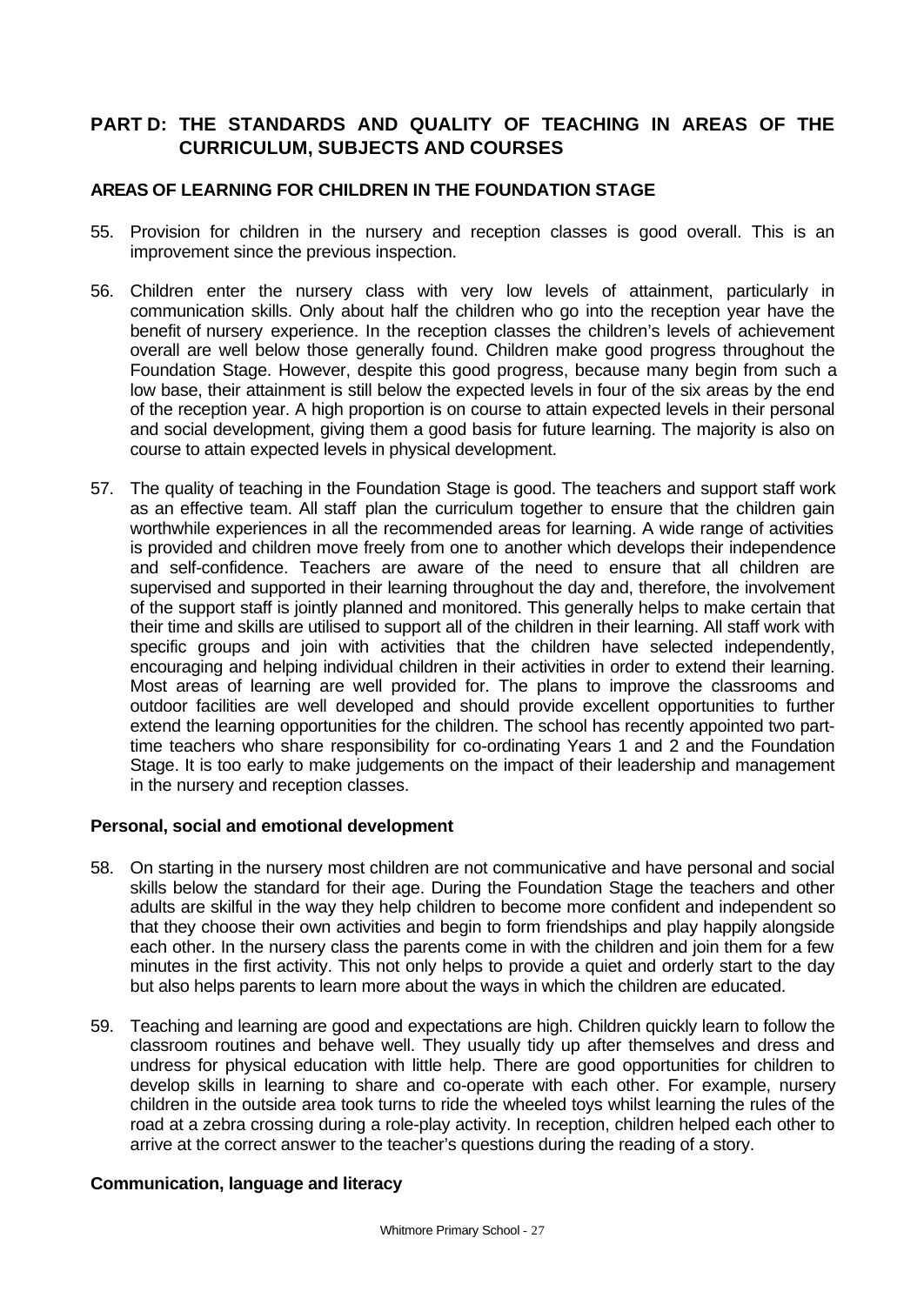## PART D: THE STANDARDS AND QUALITY OF TEACHING IN AREAS OF THE CURRICULUM, SUBJECTS AND COURSES

### AREAS OF LEARNING FOR CHILDREN IN THE FOUNDATION STAGE

55. Provision for children in the nursery and reception classes is good overall. This is an improvement since the previous inspection.

56. Children enter the nursery class with very low levels of attainment, particularly in communication skills. Only about half the children who go into the reception year have the benefit of nursery experience. In the reception classes the children's levels of achievement overall are well below those generally found. Children make good progress throughout the Foundation Stage. However, despite this good progress, because many begin from such a low base, their attainment is still below the expected levels in four of the six areas by the end of the reception year. A high proportion is on course to attain expected levels in their personal and social development, giving them a good basis for future learning. The majority is also on course to attain expected levels in physical development.

57. The quality of teaching in the Foundation Stage is good. The teachers and support staff work as an effective team. All staff plan the curriculum together to ensure that the children gain worthwhile experiences in all the recommended areas for learning. A wide range of activities is provided and children move freely from one to another which develops their independence and self-confidence. Teachers are aware of the need to ensure that all children are supervised and supported in their learning throughout the day and, therefore, the involvement of the support staff is jointly planned and monitored. This generally helps to make certain that their time and skills are utilised to support all of the children in their learning. All staff work with specific groups and join with activities that the children have selected independently, encouraging and helping individual children in their activities in order to extend their learning. Most areas of learning are well provided for. The plans to improve the classrooms and outdoor facilities are well developed and should provide excellent opportunities to further extend the learning opportunities for the children. The school has recently appointed two part-time teachers who share responsibility for co-ordinating Years 1 and 2 and the Foundation Stage. It is too early to make judgements on the impact of their leadership and management in the nursery and reception classes.

#### Personal, social and emotional development

58. On starting in the nursery most children are not communicative and have personal and social skills below the standard for their age. During the Foundation Stage the teachers and other adults are skilful in the way they help children to become more confident and independent so that they choose their own activities and begin to form friendships and play happily alongside each other. In the nursery class the parents come in with the children and join them for a few minutes in the first activity. This not only helps to provide a quiet and orderly start to the day but also helps parents to learn more about the ways in which the children are educated.

59. Teaching and learning are good and expectations are high. Children quickly learn to follow the classroom routines and behave well. They usually tidy up after themselves and dress and undress for physical education with little help. There are good opportunities for children to develop skills in learning to share and co-operate with each other. For example, nursery children in the outside area took turns to ride the wheeled toys whilst learning the rules of the road at a zebra crossing during a role-play activity. In reception, children helped each other to arrive at the correct answer to the teacher's questions during the reading of a story.

#### Communication, language and literacy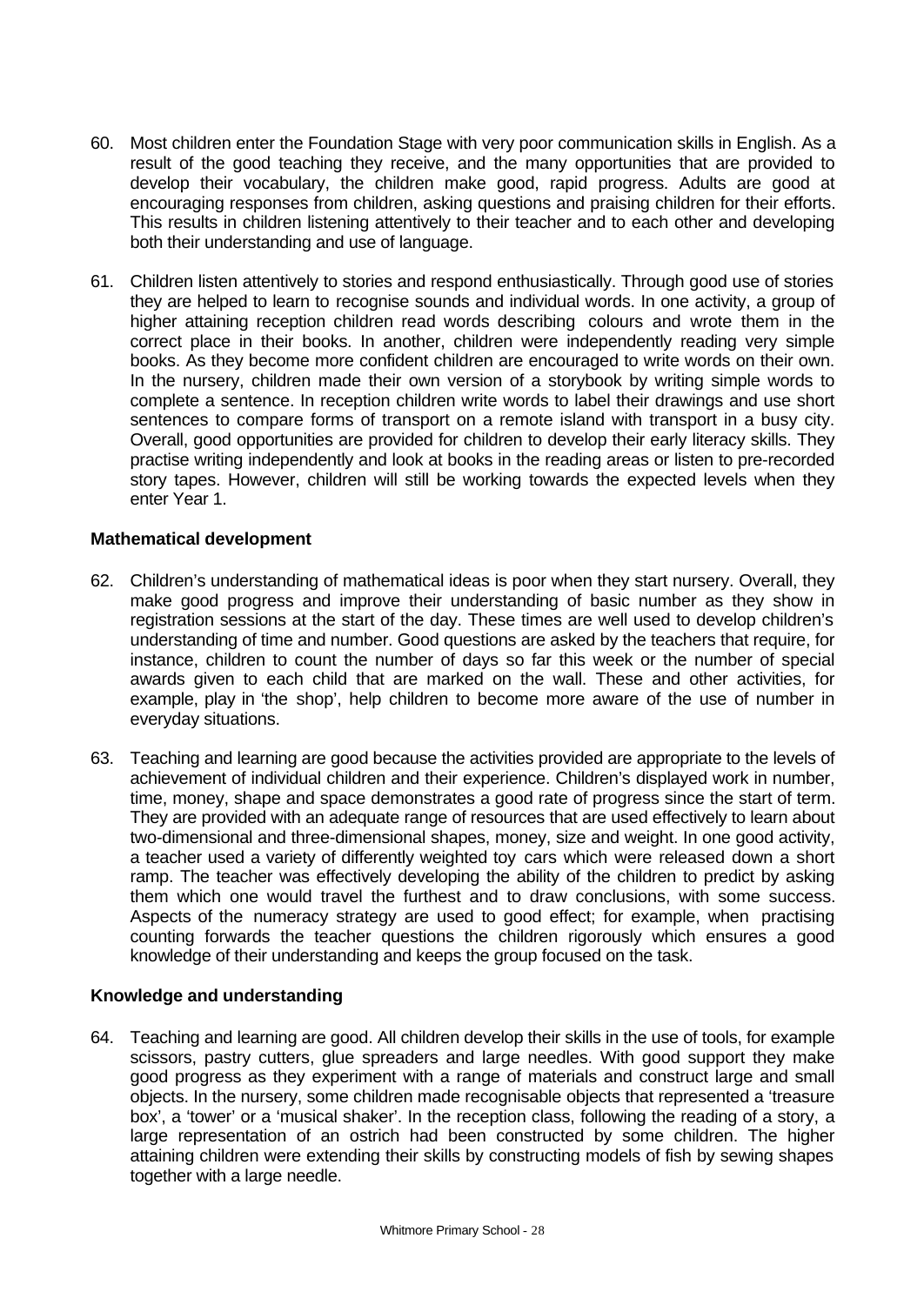60. Most children enter the Foundation Stage with very poor communication skills in English. As a result of the good teaching they receive, and the many opportunities that are provided to develop their vocabulary, the children make good, rapid progress. Adults are good at encouraging responses from children, asking questions and praising children for their efforts. This results in children listening attentively to their teacher and to each other and developing both their understanding and use of language.

61. Children listen attentively to stories and respond enthusiastically. Through good use of stories they are helped to learn to recognise sounds and individual words. In one activity, a group of higher attaining reception children read words describing colours and wrote them in the correct place in their books. In another, children were independently reading very simple books. As they become more confident children are encouraged to write words on their own. In the nursery, children made their own version of a storybook by writing simple words to complete a sentence. In reception children write words to label their drawings and use short sentences to compare forms of transport on a remote island with transport in a busy city. Overall, good opportunities are provided for children to develop their early literacy skills. They practise writing independently and look at books in the reading areas or listen to pre-recorded story tapes. However, children will still be working towards the expected levels when they enter Year 1.

**Mathematical development**

62. Children's understanding of mathematical ideas is poor when they start nursery. Overall, they make good progress and improve their understanding of basic number as they show in registration sessions at the start of the day. These times are well used to develop children's understanding of time and number. Good questions are asked by the teachers that require, for instance, children to count the number of days so far this week or the number of special awards given to each child that are marked on the wall. These and other activities, for example, play in 'the shop', help children to become more aware of the use of number in everyday situations.

63. Teaching and learning are good because the activities provided are appropriate to the levels of achievement of individual children and their experience. Children's displayed work in number, time, money, shape and space demonstrates a good rate of progress since the start of term. They are provided with an adequate range of resources that are used effectively to learn about two-dimensional and three-dimensional shapes, money, size and weight. In one good activity, a teacher used a variety of differently weighted toy cars which were released down a short ramp. The teacher was effectively developing the ability of the children to predict by asking them which one would travel the furthest and to draw conclusions, with some success. Aspects of the numeracy strategy are used to good effect; for example, when practising counting forwards the teacher questions the children rigorously which ensures a good knowledge of their understanding and keeps the group focused on the task.

**Knowledge and understanding**

64. Teaching and learning are good. All children develop their skills in the use of tools, for example scissors, pastry cutters, glue spreaders and large needles. With good support they make good progress as they experiment with a range of materials and construct large and small objects. In the nursery, some children made recognisable objects that represented a 'treasure box', a 'tower' or a 'musical shaker'. In the reception class, following the reading of a story, a large representation of an ostrich had been constructed by some children. The higher attaining children were extending their skills by constructing models of fish by sewing shapes together with a large needle.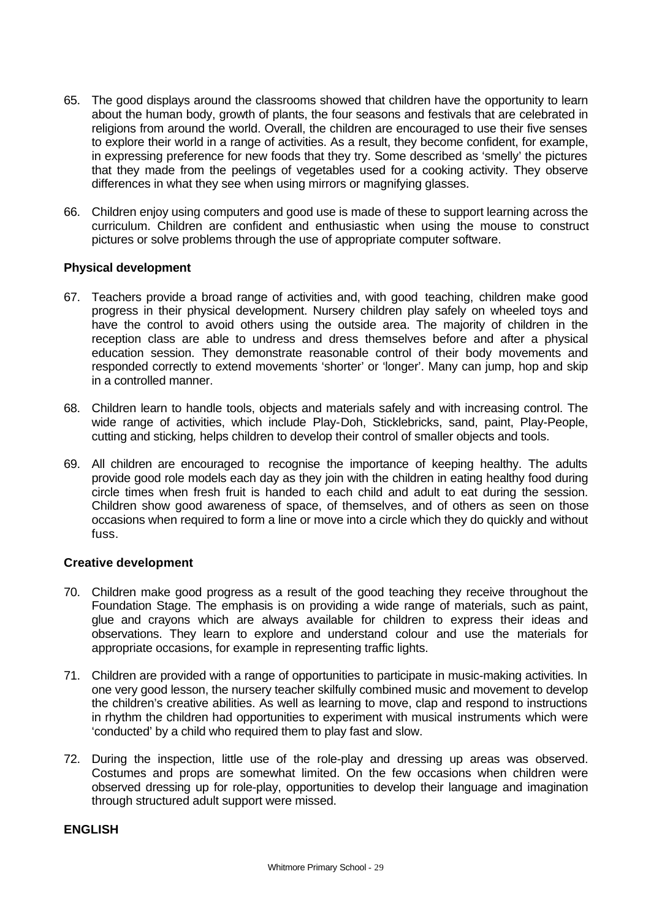65. The good displays around the classrooms showed that children have the opportunity to learn about the human body, growth of plants, the four seasons and festivals that are celebrated in religions from around the world. Overall, the children are encouraged to use their five senses to explore their world in a range of activities. As a result, they become confident, for example, in expressing preference for new foods that they try. Some described as 'smelly' the pictures that they made from the peelings of vegetables used for a cooking activity. They observe differences in what they see when using mirrors or magnifying glasses.

66. Children enjoy using computers and good use is made of these to support learning across the curriculum. Children are confident and enthusiastic when using the mouse to construct pictures or solve problems through the use of appropriate computer software.

**Physical development**

67. Teachers provide a broad range of activities and, with good teaching, children make good progress in their physical development. Nursery children play safely on wheeled toys and have the control to avoid others using the outside area. The majority of children in the reception class are able to undress and dress themselves before and after a physical education session. They demonstrate reasonable control of their body movements and responded correctly to extend movements 'shorter' or 'longer'. Many can jump, hop and skip in a controlled manner.

68. Children learn to handle tools, objects and materials safely and with increasing control. The wide range of activities, which include Play-Doh, Sticklebricks, sand, paint, Play-People, cutting and sticking*,* helps children to develop their control of smaller objects and tools.

69. All children are encouraged to recognise the importance of keeping healthy. The adults provide good role models each day as they join with the children in eating healthy food during circle times when fresh fruit is handed to each child and adult to eat during the session. Children show good awareness of space, of themselves, and of others as seen on those occasions when required to form a line or move into a circle which they do quickly and without fuss.

**Creative development**

70. Children make good progress as a result of the good teaching they receive throughout the Foundation Stage. The emphasis is on providing a wide range of materials, such as paint, glue and crayons which are always available for children to express their ideas and observations. They learn to explore and understand colour and use the materials for appropriate occasions, for example in representing traffic lights.

71. Children are provided with a range of opportunities to participate in music-making activities. In one very good lesson, the nursery teacher skilfully combined music and movement to develop the children's creative abilities. As well as learning to move, clap and respond to instructions in rhythm the children had opportunities to experiment with musical instruments which were 'conducted' by a child who required them to play fast and slow.

72. During the inspection, little use of the role-play and dressing up areas was observed. Costumes and props are somewhat limited. On the few occasions when children were observed dressing up for role-play, opportunities to develop their language and imagination through structured adult support were missed.

**ENGLISH**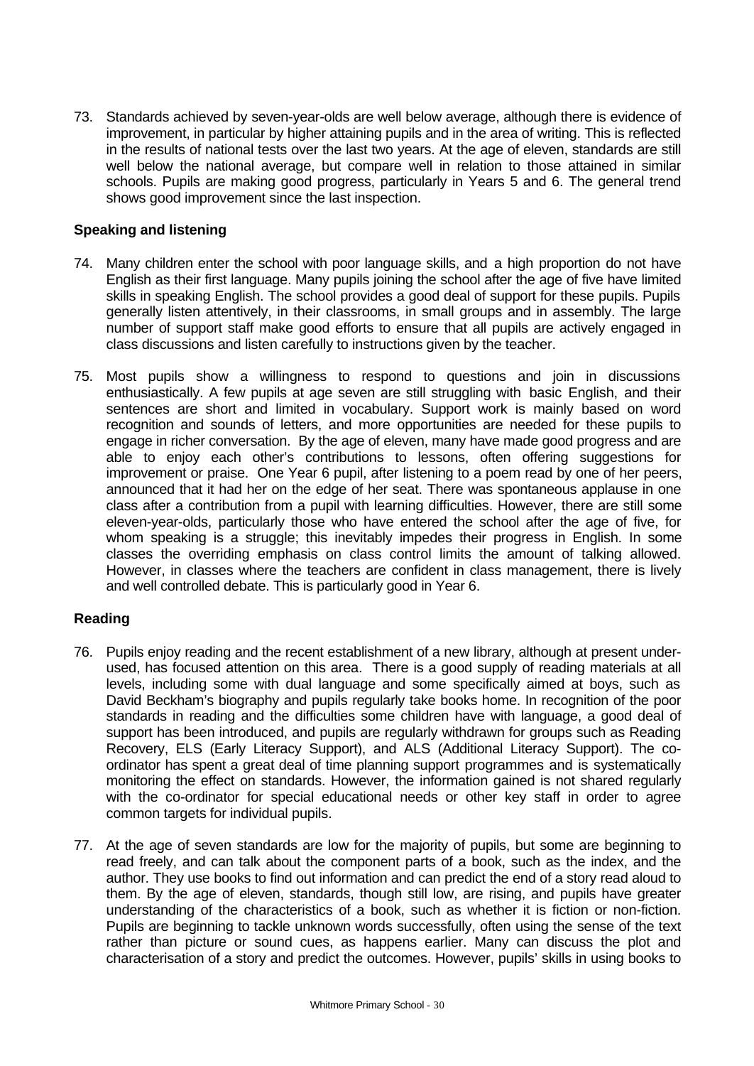73. Standards achieved by seven-year-olds are well below average, although there is evidence of improvement, in particular by higher attaining pupils and in the area of writing. This is reflected in the results of national tests over the last two years. At the age of eleven, standards are still well below the national average, but compare well in relation to those attained in similar schools. Pupils are making good progress, particularly in Years 5 and 6. The general trend shows good improvement since the last inspection.

**Speaking and listening**

74. Many children enter the school with poor language skills, and a high proportion do not have English as their first language. Many pupils joining the school after the age of five have limited skills in speaking English. The school provides a good deal of support for these pupils. Pupils generally listen attentively, in their classrooms, in small groups and in assembly. The large number of support staff make good efforts to ensure that all pupils are actively engaged in class discussions and listen carefully to instructions given by the teacher.

75. Most pupils show a willingness to respond to questions and join in discussions enthusiastically. A few pupils at age seven are still struggling with basic English, and their sentences are short and limited in vocabulary. Support work is mainly based on word recognition and sounds of letters, and more opportunities are needed for these pupils to engage in richer conversation. By the age of eleven, many have made good progress and are able to enjoy each other's contributions to lessons, often offering suggestions for improvement or praise. One Year 6 pupil, after listening to a poem read by one of her peers, announced that it had her on the edge of her seat. There was spontaneous applause in one class after a contribution from a pupil with learning difficulties. However, there are still some eleven-year-olds, particularly those who have entered the school after the age of five, for whom speaking is a struggle; this inevitably impedes their progress in English. In some classes the overriding emphasis on class control limits the amount of talking allowed. However, in classes where the teachers are confident in class management, there is lively and well controlled debate. This is particularly good in Year 6.

**Reading**

76. Pupils enjoy reading and the recent establishment of a new library, although at present under-used, has focused attention on this area. There is a good supply of reading materials at all levels, including some with dual language and some specifically aimed at boys, such as David Beckham's biography and pupils regularly take books home. In recognition of the poor standards in reading and the difficulties some children have with language, a good deal of support has been introduced, and pupils are regularly withdrawn for groups such as Reading Recovery, ELS (Early Literacy Support), and ALS (Additional Literacy Support). The co-ordinator has spent a great deal of time planning support programmes and is systematically monitoring the effect on standards. However, the information gained is not shared regularly with the co-ordinator for special educational needs or other key staff in order to agree common targets for individual pupils.

77. At the age of seven standards are low for the majority of pupils, but some are beginning to read freely, and can talk about the component parts of a book, such as the index, and the author. They use books to find out information and can predict the end of a story read aloud to them. By the age of eleven, standards, though still low, are rising, and pupils have greater understanding of the characteristics of a book, such as whether it is fiction or non-fiction. Pupils are beginning to tackle unknown words successfully, often using the sense of the text rather than picture or sound cues, as happens earlier. Many can discuss the plot and characterisation of a story and predict the outcomes. However, pupils' skills in using books to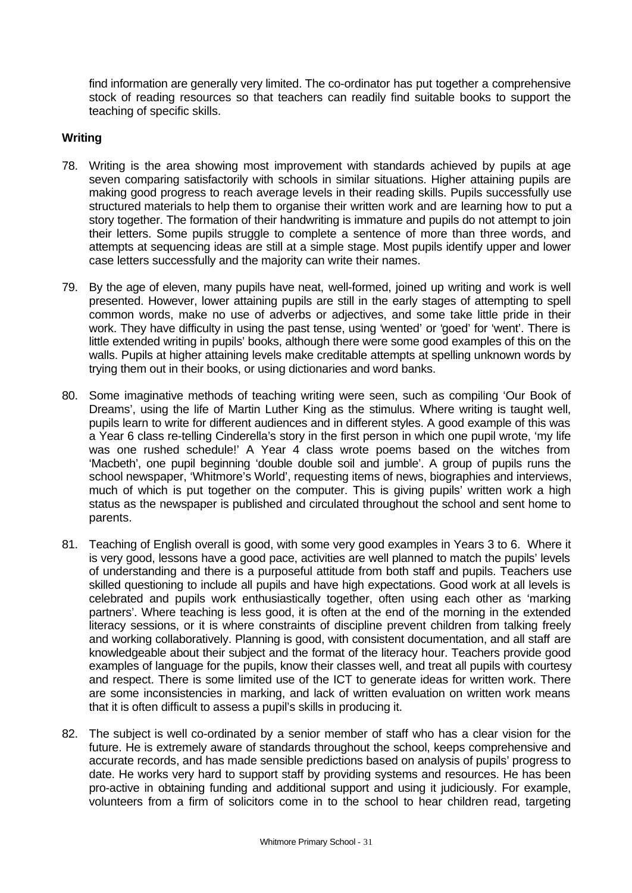find information are generally very limited. The co-ordinator has put together a comprehensive stock of reading resources so that teachers can readily find suitable books to support the teaching of specific skills.

**Writing**

78. Writing is the area showing most improvement with standards achieved by pupils at age seven comparing satisfactorily with schools in similar situations. Higher attaining pupils are making good progress to reach average levels in their reading skills. Pupils successfully use structured materials to help them to organise their written work and are learning how to put a story together. The formation of their handwriting is immature and pupils do not attempt to join their letters. Some pupils struggle to complete a sentence of more than three words, and attempts at sequencing ideas are still at a simple stage. Most pupils identify upper and lower case letters successfully and the majority can write their names.

79. By the age of eleven, many pupils have neat, well-formed, joined up writing and work is well presented. However, lower attaining pupils are still in the early stages of attempting to spell common words, make no use of adverbs or adjectives, and some take little pride in their work. They have difficulty in using the past tense, using 'wented' or 'goed' for 'went'. There is little extended writing in pupils' books, although there were some good examples of this on the walls. Pupils at higher attaining levels make creditable attempts at spelling unknown words by trying them out in their books, or using dictionaries and word banks.

80. Some imaginative methods of teaching writing were seen, such as compiling 'Our Book of Dreams', using the life of Martin Luther King as the stimulus. Where writing is taught well, pupils learn to write for different audiences and in different styles. A good example of this was a Year 6 class re-telling Cinderella's story in the first person in which one pupil wrote, 'my life was one rushed schedule!' A Year 4 class wrote poems based on the witches from 'Macbeth', one pupil beginning 'double double soil and jumble'. A group of pupils runs the school newspaper, 'Whitmore's World', requesting items of news, biographies and interviews, much of which is put together on the computer. This is giving pupils' written work a high status as the newspaper is published and circulated throughout the school and sent home to parents.

81. Teaching of English overall is good, with some very good examples in Years 3 to 6. Where it is very good, lessons have a good pace, activities are well planned to match the pupils' levels of understanding and there is a purposeful attitude from both staff and pupils. Teachers use skilled questioning to include all pupils and have high expectations. Good work at all levels is celebrated and pupils work enthusiastically together, often using each other as 'marking partners'. Where teaching is less good, it is often at the end of the morning in the extended literacy sessions, or it is where constraints of discipline prevent children from talking freely and working collaboratively. Planning is good, with consistent documentation, and all staff are knowledgeable about their subject and the format of the literacy hour. Teachers provide good examples of language for the pupils, know their classes well, and treat all pupils with courtesy and respect. There is some limited use of the ICT to generate ideas for written work. There are some inconsistencies in marking, and lack of written evaluation on written work means that it is often difficult to assess a pupil's skills in producing it.

82. The subject is well co-ordinated by a senior member of staff who has a clear vision for the future. He is extremely aware of standards throughout the school, keeps comprehensive and accurate records, and has made sensible predictions based on analysis of pupils' progress to date. He works very hard to support staff by providing systems and resources. He has been pro-active in obtaining funding and additional support and using it judiciously. For example, volunteers from a firm of solicitors come in to the school to hear children read, targeting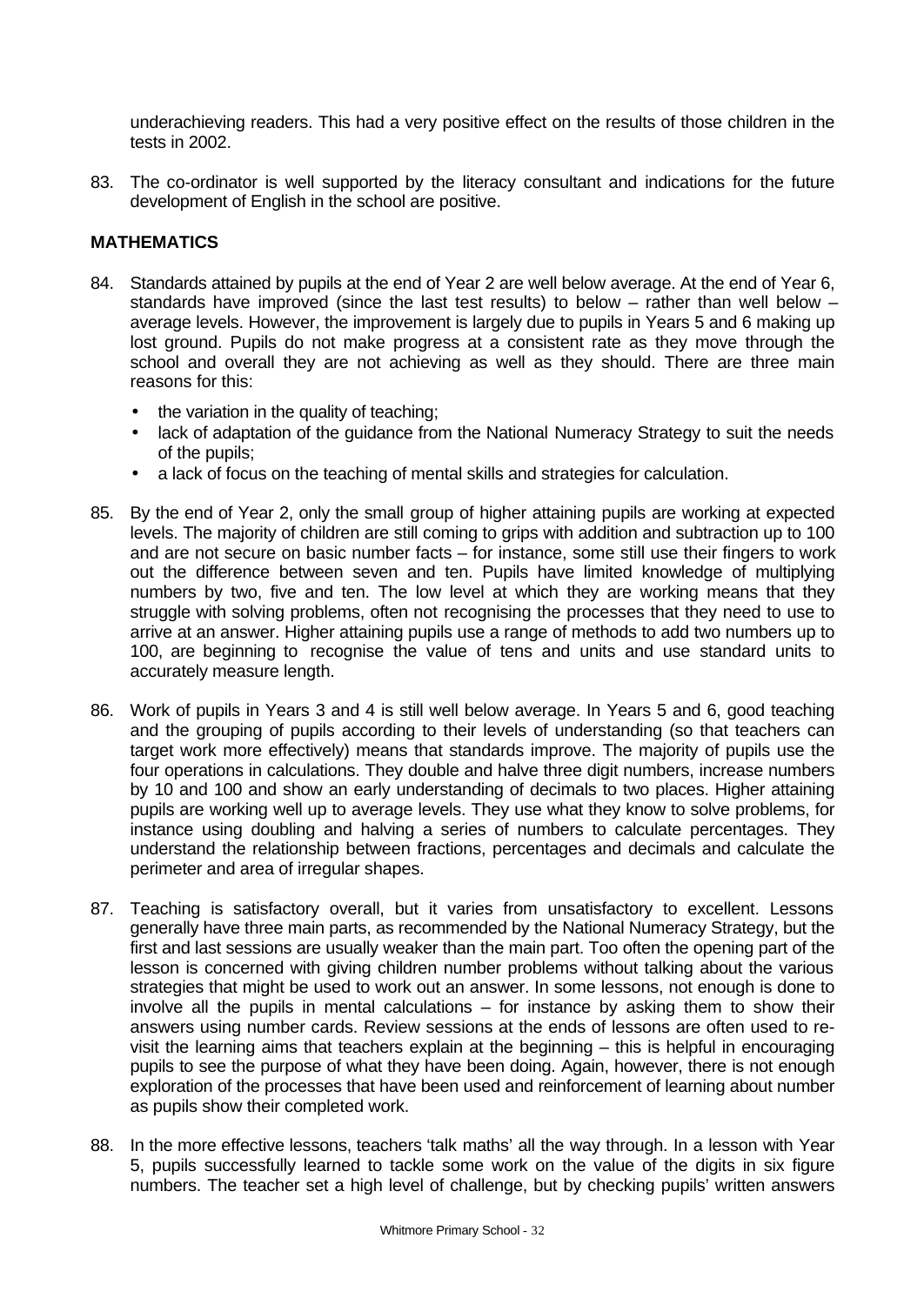underachieving readers. This had a very positive effect on the results of those children in the tests in 2002.

83. The co-ordinator is well supported by the literacy consultant and indications for the future development of English in the school are positive.

## MATHEMATICS

84. Standards attained by pupils at the end of Year 2 are well below average. At the end of Year 6, standards have improved (since the last test results) to below – rather than well below – average levels. However, the improvement is largely due to pupils in Years 5 and 6 making up lost ground. Pupils do not make progress at a consistent rate as they move through the school and overall they are not achieving as well as they should. There are three main reasons for this:

   - the variation in the quality of teaching;
   - lack of adaptation of the guidance from the National Numeracy Strategy to suit the needs of the pupils;
   - a lack of focus on the teaching of mental skills and strategies for calculation.

85. By the end of Year 2, only the small group of higher attaining pupils are working at expected levels. The majority of children are still coming to grips with addition and subtraction up to 100 and are not secure on basic number facts – for instance, some still use their fingers to work out the difference between seven and ten. Pupils have limited knowledge of multiplying numbers by two, five and ten. The low level at which they are working means that they struggle with solving problems, often not recognising the processes that they need to use to arrive at an answer. Higher attaining pupils use a range of methods to add two numbers up to 100, are beginning to recognise the value of tens and units and use standard units to accurately measure length.

86. Work of pupils in Years 3 and 4 is still well below average. In Years 5 and 6, good teaching and the grouping of pupils according to their levels of understanding (so that teachers can target work more effectively) means that standards improve. The majority of pupils use the four operations in calculations. They double and halve three digit numbers, increase numbers by 10 and 100 and show an early understanding of decimals to two places. Higher attaining pupils are working well up to average levels. They use what they know to solve problems, for instance using doubling and halving a series of numbers to calculate percentages. They understand the relationship between fractions, percentages and decimals and calculate the perimeter and area of irregular shapes.

87. Teaching is satisfactory overall, but it varies from unsatisfactory to excellent. Lessons generally have three main parts, as recommended by the National Numeracy Strategy, but the first and last sessions are usually weaker than the main part. Too often the opening part of the lesson is concerned with giving children number problems without talking about the various strategies that might be used to work out an answer. In some lessons, not enough is done to involve all the pupils in mental calculations – for instance by asking them to show their answers using number cards. Review sessions at the ends of lessons are often used to re-visit the learning aims that teachers explain at the beginning – this is helpful in encouraging pupils to see the purpose of what they have been doing. Again, however, there is not enough exploration of the processes that have been used and reinforcement of learning about number as pupils show their completed work.

88. In the more effective lessons, teachers 'talk maths' all the way through. In a lesson with Year 5, pupils successfully learned to tackle some work on the value of the digits in six figure numbers. The teacher set a high level of challenge, but by checking pupils' written answers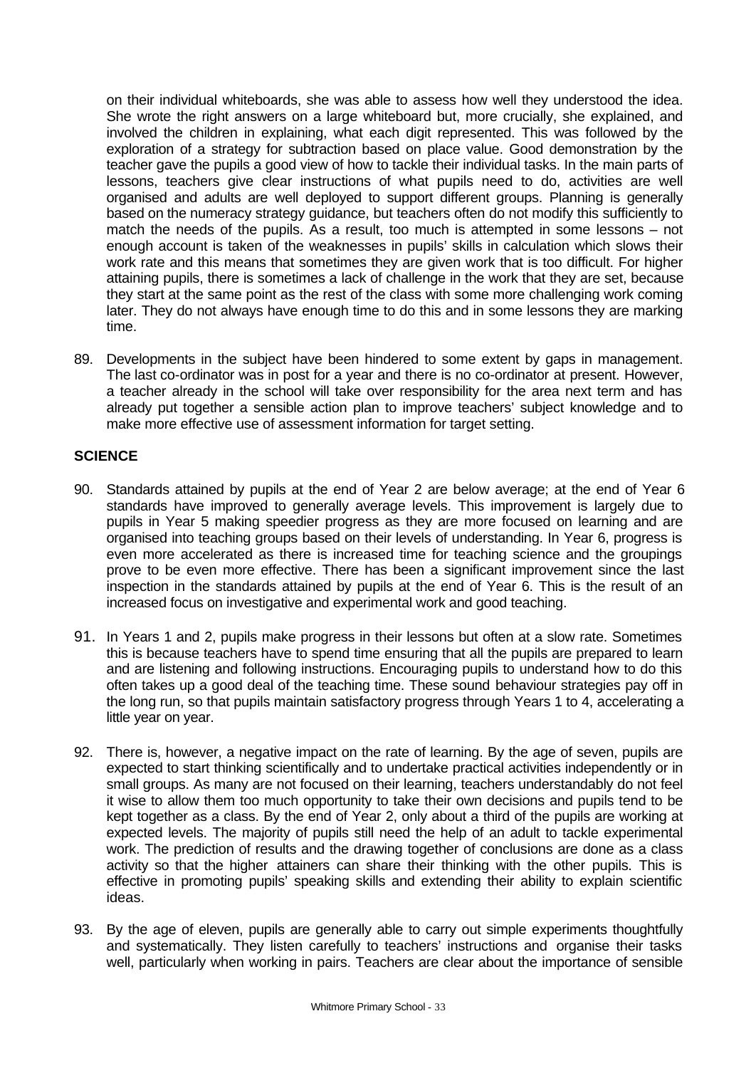on their individual whiteboards, she was able to assess how well they understood the idea. She wrote the right answers on a large whiteboard but, more crucially, she explained, and involved the children in explaining, what each digit represented. This was followed by the exploration of a strategy for subtraction based on place value. Good demonstration by the teacher gave the pupils a good view of how to tackle their individual tasks. In the main parts of lessons, teachers give clear instructions of what pupils need to do, activities are well organised and adults are well deployed to support different groups. Planning is generally based on the numeracy strategy guidance, but teachers often do not modify this sufficiently to match the needs of the pupils. As a result, too much is attempted in some lessons – not enough account is taken of the weaknesses in pupils' skills in calculation which slows their work rate and this means that sometimes they are given work that is too difficult. For higher attaining pupils, there is sometimes a lack of challenge in the work that they are set, because they start at the same point as the rest of the class with some more challenging work coming later. They do not always have enough time to do this and in some lessons they are marking time.

89. Developments in the subject have been hindered to some extent by gaps in management. The last co-ordinator was in post for a year and there is no co-ordinator at present. However, a teacher already in the school will take over responsibility for the area next term and has already put together a sensible action plan to improve teachers' subject knowledge and to make more effective use of assessment information for target setting.

## SCIENCE

90. Standards attained by pupils at the end of Year 2 are below average; at the end of Year 6 standards have improved to generally average levels. This improvement is largely due to pupils in Year 5 making speedier progress as they are more focused on learning and are organised into teaching groups based on their levels of understanding. In Year 6, progress is even more accelerated as there is increased time for teaching science and the groupings prove to be even more effective. There has been a significant improvement since the last inspection in the standards attained by pupils at the end of Year 6. This is the result of an increased focus on investigative and experimental work and good teaching.

91. In Years 1 and 2, pupils make progress in their lessons but often at a slow rate. Sometimes this is because teachers have to spend time ensuring that all the pupils are prepared to learn and are listening and following instructions. Encouraging pupils to understand how to do this often takes up a good deal of the teaching time. These sound behaviour strategies pay off in the long run, so that pupils maintain satisfactory progress through Years 1 to 4, accelerating a little year on year.

92. There is, however, a negative impact on the rate of learning. By the age of seven, pupils are expected to start thinking scientifically and to undertake practical activities independently or in small groups. As many are not focused on their learning, teachers understandably do not feel it wise to allow them too much opportunity to take their own decisions and pupils tend to be kept together as a class. By the end of Year 2, only about a third of the pupils are working at expected levels. The majority of pupils still need the help of an adult to tackle experimental work. The prediction of results and the drawing together of conclusions are done as a class activity so that the higher attainers can share their thinking with the other pupils. This is effective in promoting pupils' speaking skills and extending their ability to explain scientific ideas.

93. By the age of eleven, pupils are generally able to carry out simple experiments thoughtfully and systematically. They listen carefully to teachers' instructions and organise their tasks well, particularly when working in pairs. Teachers are clear about the importance of sensible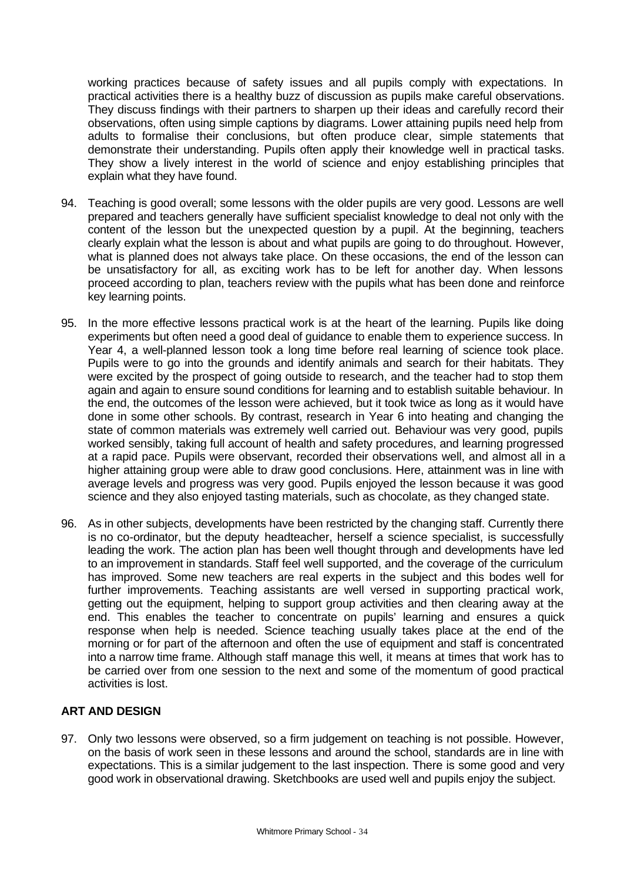working practices because of safety issues and all pupils comply with expectations. In practical activities there is a healthy buzz of discussion as pupils make careful observations. They discuss findings with their partners to sharpen up their ideas and carefully record their observations, often using simple captions by diagrams. Lower attaining pupils need help from adults to formalise their conclusions, but often produce clear, simple statements that demonstrate their understanding. Pupils often apply their knowledge well in practical tasks. They show a lively interest in the world of science and enjoy establishing principles that explain what they have found.

94. Teaching is good overall; some lessons with the older pupils are very good. Lessons are well prepared and teachers generally have sufficient specialist knowledge to deal not only with the content of the lesson but the unexpected question by a pupil. At the beginning, teachers clearly explain what the lesson is about and what pupils are going to do throughout. However, what is planned does not always take place. On these occasions, the end of the lesson can be unsatisfactory for all, as exciting work has to be left for another day. When lessons proceed according to plan, teachers review with the pupils what has been done and reinforce key learning points.

95. In the more effective lessons practical work is at the heart of the learning. Pupils like doing experiments but often need a good deal of guidance to enable them to experience success. In Year 4, a well-planned lesson took a long time before real learning of science took place. Pupils were to go into the grounds and identify animals and search for their habitats. They were excited by the prospect of going outside to research, and the teacher had to stop them again and again to ensure sound conditions for learning and to establish suitable behaviour. In the end, the outcomes of the lesson were achieved, but it took twice as long as it would have done in some other schools. By contrast, research in Year 6 into heating and changing the state of common materials was extremely well carried out. Behaviour was very good, pupils worked sensibly, taking full account of health and safety procedures, and learning progressed at a rapid pace. Pupils were observant, recorded their observations well, and almost all in a higher attaining group were able to draw good conclusions. Here, attainment was in line with average levels and progress was very good. Pupils enjoyed the lesson because it was good science and they also enjoyed tasting materials, such as chocolate, as they changed state.

96. As in other subjects, developments have been restricted by the changing staff. Currently there is no co-ordinator, but the deputy headteacher, herself a science specialist, is successfully leading the work. The action plan has been well thought through and developments have led to an improvement in standards. Staff feel well supported, and the coverage of the curriculum has improved. Some new teachers are real experts in the subject and this bodes well for further improvements. Teaching assistants are well versed in supporting practical work, getting out the equipment, helping to support group activities and then clearing away at the end. This enables the teacher to concentrate on pupils' learning and ensures a quick response when help is needed. Science teaching usually takes place at the end of the morning or for part of the afternoon and often the use of equipment and staff is concentrated into a narrow time frame. Although staff manage this well, it means at times that work has to be carried over from one session to the next and some of the momentum of good practical activities is lost.

## ART AND DESIGN

97. Only two lessons were observed, so a firm judgement on teaching is not possible. However, on the basis of work seen in these lessons and around the school, standards are in line with expectations. This is a similar judgement to the last inspection. There is some good and very good work in observational drawing. Sketchbooks are used well and pupils enjoy the subject.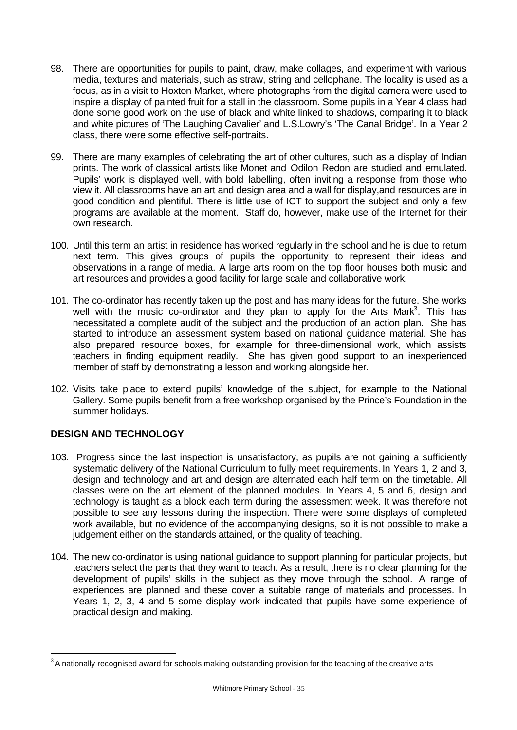98. There are opportunities for pupils to paint, draw, make collages, and experiment with various media, textures and materials, such as straw, string and cellophane. The locality is used as a focus, as in a visit to Hoxton Market, where photographs from the digital camera were used to inspire a display of painted fruit for a stall in the classroom. Some pupils in a Year 4 class had done some good work on the use of black and white linked to shadows, comparing it to black and white pictures of 'The Laughing Cavalier' and L.S.Lowry's 'The Canal Bridge'. In a Year 2 class, there were some effective self-portraits.

99. There are many examples of celebrating the art of other cultures, such as a display of Indian prints. The work of classical artists like Monet and Odilon Redon are studied and emulated. Pupils' work is displayed well, with bold labelling, often inviting a response from those who view it. All classrooms have an art and design area and a wall for display,and resources are in good condition and plentiful. There is little use of ICT to support the subject and only a few programs are available at the moment. Staff do, however, make use of the Internet for their own research.

100. Until this term an artist in residence has worked regularly in the school and he is due to return next term. This gives groups of pupils the opportunity to represent their ideas and observations in a range of media. A large arts room on the top floor houses both music and art resources and provides a good facility for large scale and collaborative work.

101. The co-ordinator has recently taken up the post and has many ideas for the future. She works well with the music co-ordinator and they plan to apply for the Arts Mark[3]. This has necessitated a complete audit of the subject and the production of an action plan. She has started to introduce an assessment system based on national guidance material. She has also prepared resource boxes, for example for three-dimensional work, which assists teachers in finding equipment readily. She has given good support to an inexperienced member of staff by demonstrating a lesson and working alongside her.

102. Visits take place to extend pupils' knowledge of the subject, for example to the National Gallery. Some pupils benefit from a free workshop organised by the Prince's Foundation in the summer holidays.

## DESIGN AND TECHNOLOGY

103. Progress since the last inspection is unsatisfactory, as pupils are not gaining a sufficiently systematic delivery of the National Curriculum to fully meet requirements. In Years 1, 2 and 3, design and technology and art and design are alternated each half term on the timetable. All classes were on the art element of the planned modules. In Years 4, 5 and 6, design and technology is taught as a block each term during the assessment week. It was therefore not possible to see any lessons during the inspection. There were some displays of completed work available, but no evidence of the accompanying designs, so it is not possible to make a judgement either on the standards attained, or the quality of teaching.

104. The new co-ordinator is using national guidance to support planning for particular projects, but teachers select the parts that they want to teach. As a result, there is no clear planning for the development of pupils' skills in the subject as they move through the school. A range of experiences are planned and these cover a suitable range of materials and processes. In Years 1, 2, 3, 4 and 5 some display work indicated that pupils have some experience of practical design and making.

---

[3] A nationally recognised award for schools making outstanding provision for the teaching of the creative arts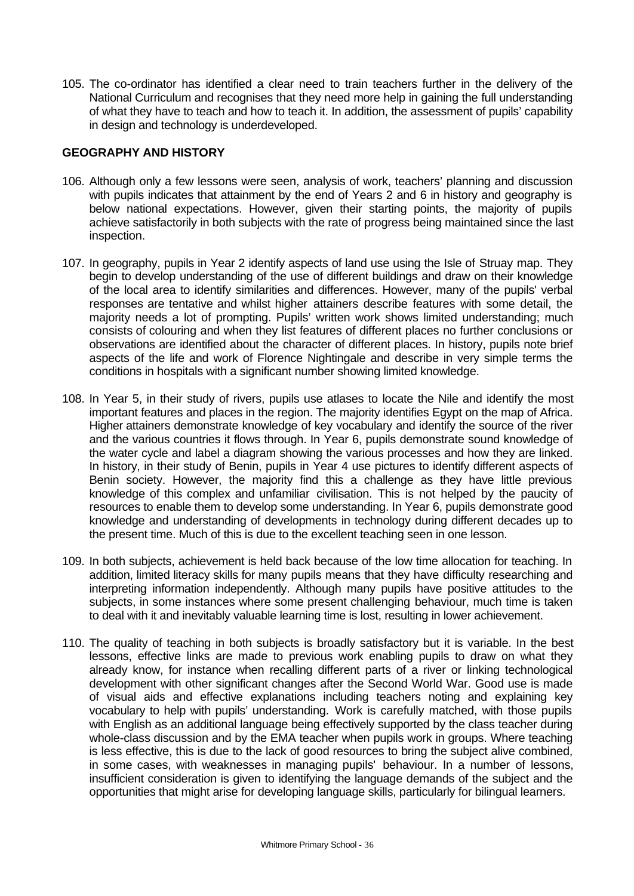105. The co-ordinator has identified a clear need to train teachers further in the delivery of the National Curriculum and recognises that they need more help in gaining the full understanding of what they have to teach and how to teach it. In addition, the assessment of pupils' capability in design and technology is underdeveloped.

## GEOGRAPHY AND HISTORY

106. Although only a few lessons were seen, analysis of work, teachers' planning and discussion with pupils indicates that attainment by the end of Years 2 and 6 in history and geography is below national expectations. However, given their starting points, the majority of pupils achieve satisfactorily in both subjects with the rate of progress being maintained since the last inspection.

107. In geography, pupils in Year 2 identify aspects of land use using the Isle of Struay map. They begin to develop understanding of the use of different buildings and draw on their knowledge of the local area to identify similarities and differences. However, many of the pupils' verbal responses are tentative and whilst higher attainers describe features with some detail, the majority needs a lot of prompting. Pupils' written work shows limited understanding; much consists of colouring and when they list features of different places no further conclusions or observations are identified about the character of different places. In history, pupils note brief aspects of the life and work of Florence Nightingale and describe in very simple terms the conditions in hospitals with a significant number showing limited knowledge.

108. In Year 5, in their study of rivers, pupils use atlases to locate the Nile and identify the most important features and places in the region. The majority identifies Egypt on the map of Africa. Higher attainers demonstrate knowledge of key vocabulary and identify the source of the river and the various countries it flows through. In Year 6, pupils demonstrate sound knowledge of the water cycle and label a diagram showing the various processes and how they are linked. In history, in their study of Benin, pupils in Year 4 use pictures to identify different aspects of Benin society. However, the majority find this a challenge as they have little previous knowledge of this complex and unfamiliar civilisation. This is not helped by the paucity of resources to enable them to develop some understanding. In Year 6, pupils demonstrate good knowledge and understanding of developments in technology during different decades up to the present time. Much of this is due to the excellent teaching seen in one lesson.

109. In both subjects, achievement is held back because of the low time allocation for teaching. In addition, limited literacy skills for many pupils means that they have difficulty researching and interpreting information independently. Although many pupils have positive attitudes to the subjects, in some instances where some present challenging behaviour, much time is taken to deal with it and inevitably valuable learning time is lost, resulting in lower achievement.

110. The quality of teaching in both subjects is broadly satisfactory but it is variable. In the best lessons, effective links are made to previous work enabling pupils to draw on what they already know, for instance when recalling different parts of a river or linking technological development with other significant changes after the Second World War. Good use is made of visual aids and effective explanations including teachers noting and explaining key vocabulary to help with pupils' understanding. Work is carefully matched, with those pupils with English as an additional language being effectively supported by the class teacher during whole-class discussion and by the EMA teacher when pupils work in groups. Where teaching is less effective, this is due to the lack of good resources to bring the subject alive combined, in some cases, with weaknesses in managing pupils' behaviour. In a number of lessons, insufficient consideration is given to identifying the language demands of the subject and the opportunities that might arise for developing language skills, particularly for bilingual learners.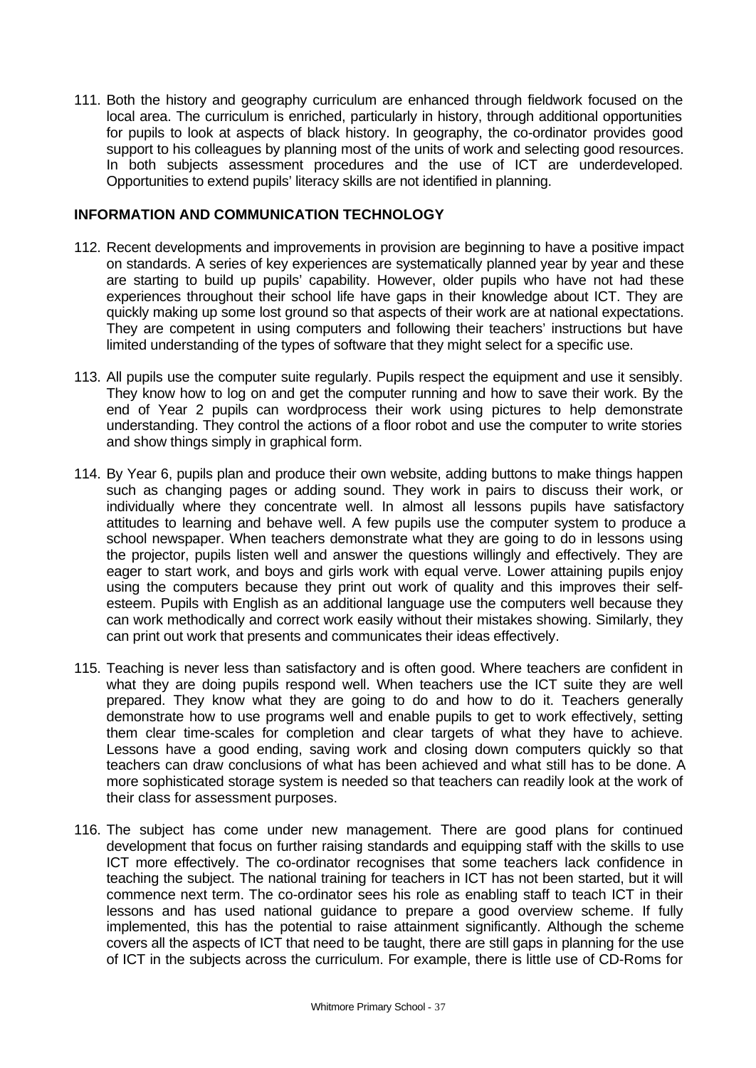111. Both the history and geography curriculum are enhanced through fieldwork focused on the local area. The curriculum is enriched, particularly in history, through additional opportunities for pupils to look at aspects of black history. In geography, the co-ordinator provides good support to his colleagues by planning most of the units of work and selecting good resources. In both subjects assessment procedures and the use of ICT are underdeveloped. Opportunities to extend pupils' literacy skills are not identified in planning.

## INFORMATION AND COMMUNICATION TECHNOLOGY

112. Recent developments and improvements in provision are beginning to have a positive impact on standards. A series of key experiences are systematically planned year by year and these are starting to build up pupils' capability. However, older pupils who have not had these experiences throughout their school life have gaps in their knowledge about ICT. They are quickly making up some lost ground so that aspects of their work are at national expectations. They are competent in using computers and following their teachers' instructions but have limited understanding of the types of software that they might select for a specific use.

113. All pupils use the computer suite regularly. Pupils respect the equipment and use it sensibly. They know how to log on and get the computer running and how to save their work. By the end of Year 2 pupils can wordprocess their work using pictures to help demonstrate understanding. They control the actions of a floor robot and use the computer to write stories and show things simply in graphical form.

114. By Year 6, pupils plan and produce their own website, adding buttons to make things happen such as changing pages or adding sound. They work in pairs to discuss their work, or individually where they concentrate well. In almost all lessons pupils have satisfactory attitudes to learning and behave well. A few pupils use the computer system to produce a school newspaper. When teachers demonstrate what they are going to do in lessons using the projector, pupils listen well and answer the questions willingly and effectively. They are eager to start work, and boys and girls work with equal verve. Lower attaining pupils enjoy using the computers because they print out work of quality and this improves their self-esteem. Pupils with English as an additional language use the computers well because they can work methodically and correct work easily without their mistakes showing. Similarly, they can print out work that presents and communicates their ideas effectively.

115. Teaching is never less than satisfactory and is often good. Where teachers are confident in what they are doing pupils respond well. When teachers use the ICT suite they are well prepared. They know what they are going to do and how to do it. Teachers generally demonstrate how to use programs well and enable pupils to get to work effectively, setting them clear time-scales for completion and clear targets of what they have to achieve. Lessons have a good ending, saving work and closing down computers quickly so that teachers can draw conclusions of what has been achieved and what still has to be done. A more sophisticated storage system is needed so that teachers can readily look at the work of their class for assessment purposes.

116. The subject has come under new management. There are good plans for continued development that focus on further raising standards and equipping staff with the skills to use ICT more effectively. The co-ordinator recognises that some teachers lack confidence in teaching the subject. The national training for teachers in ICT has not been started, but it will commence next term. The co-ordinator sees his role as enabling staff to teach ICT in their lessons and has used national guidance to prepare a good overview scheme. If fully implemented, this has the potential to raise attainment significantly. Although the scheme covers all the aspects of ICT that need to be taught, there are still gaps in planning for the use of ICT in the subjects across the curriculum. For example, there is little use of CD-Roms for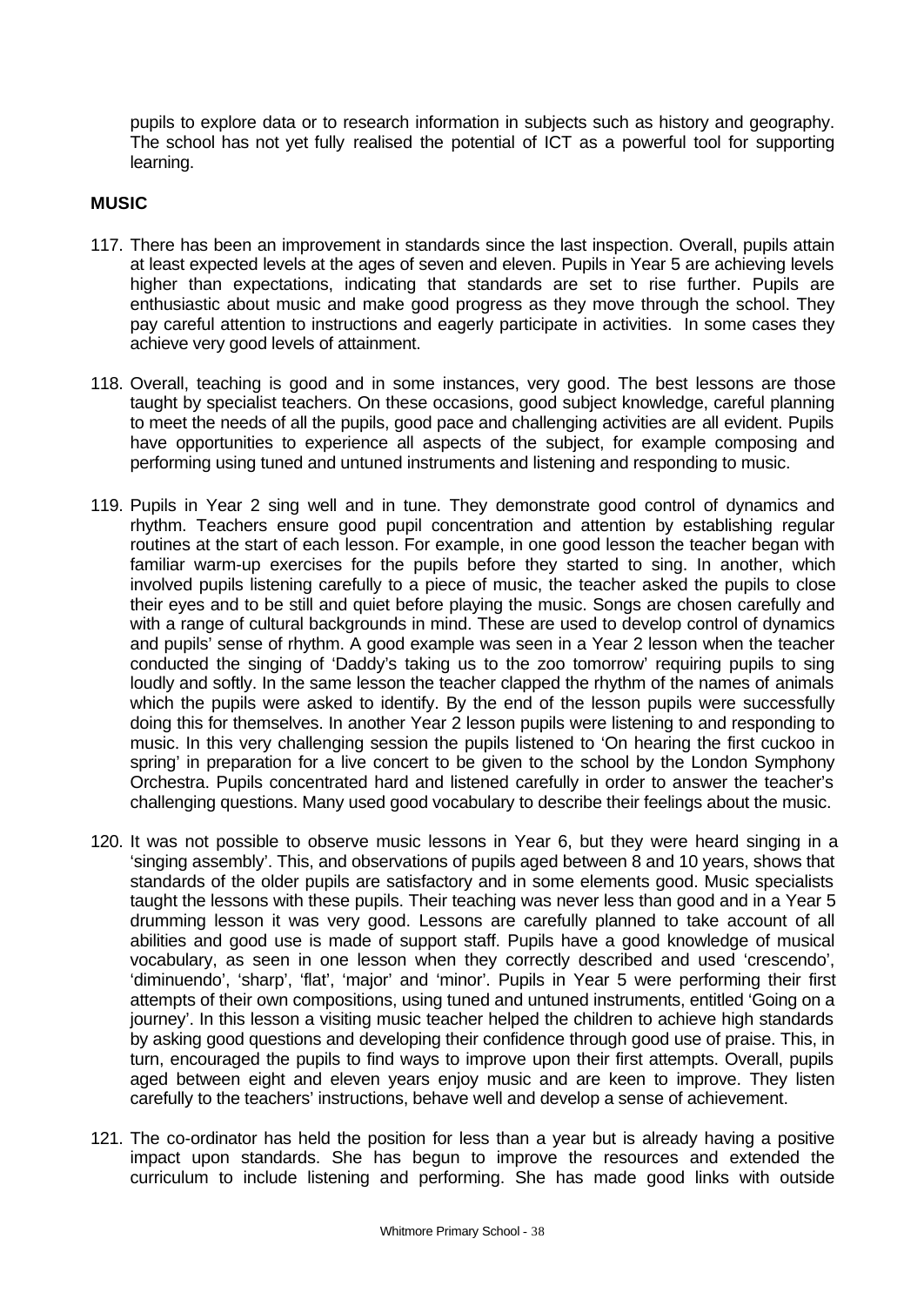pupils to explore data or to research information in subjects such as history and geography. The school has not yet fully realised the potential of ICT as a powerful tool for supporting learning.

## MUSIC

117. There has been an improvement in standards since the last inspection. Overall, pupils attain at least expected levels at the ages of seven and eleven. Pupils in Year 5 are achieving levels higher than expectations, indicating that standards are set to rise further. Pupils are enthusiastic about music and make good progress as they move through the school. They pay careful attention to instructions and eagerly participate in activities. In some cases they achieve very good levels of attainment.

118. Overall, teaching is good and in some instances, very good. The best lessons are those taught by specialist teachers. On these occasions, good subject knowledge, careful planning to meet the needs of all the pupils, good pace and challenging activities are all evident. Pupils have opportunities to experience all aspects of the subject, for example composing and performing using tuned and untuned instruments and listening and responding to music.

119. Pupils in Year 2 sing well and in tune. They demonstrate good control of dynamics and rhythm. Teachers ensure good pupil concentration and attention by establishing regular routines at the start of each lesson. For example, in one good lesson the teacher began with familiar warm-up exercises for the pupils before they started to sing. In another, which involved pupils listening carefully to a piece of music, the teacher asked the pupils to close their eyes and to be still and quiet before playing the music. Songs are chosen carefully and with a range of cultural backgrounds in mind. These are used to develop control of dynamics and pupils' sense of rhythm. A good example was seen in a Year 2 lesson when the teacher conducted the singing of 'Daddy's taking us to the zoo tomorrow' requiring pupils to sing loudly and softly. In the same lesson the teacher clapped the rhythm of the names of animals which the pupils were asked to identify. By the end of the lesson pupils were successfully doing this for themselves. In another Year 2 lesson pupils were listening to and responding to music. In this very challenging session the pupils listened to 'On hearing the first cuckoo in spring' in preparation for a live concert to be given to the school by the London Symphony Orchestra. Pupils concentrated hard and listened carefully in order to answer the teacher's challenging questions. Many used good vocabulary to describe their feelings about the music.

120. It was not possible to observe music lessons in Year 6, but they were heard singing in a 'singing assembly'. This, and observations of pupils aged between 8 and 10 years, shows that standards of the older pupils are satisfactory and in some elements good. Music specialists taught the lessons with these pupils. Their teaching was never less than good and in a Year 5 drumming lesson it was very good. Lessons are carefully planned to take account of all abilities and good use is made of support staff. Pupils have a good knowledge of musical vocabulary, as seen in one lesson when they correctly described and used 'crescendo', 'diminuendo', 'sharp', 'flat', 'major' and 'minor'. Pupils in Year 5 were performing their first attempts of their own compositions, using tuned and untuned instruments, entitled 'Going on a journey'. In this lesson a visiting music teacher helped the children to achieve high standards by asking good questions and developing their confidence through good use of praise. This, in turn, encouraged the pupils to find ways to improve upon their first attempts. Overall, pupils aged between eight and eleven years enjoy music and are keen to improve. They listen carefully to the teachers' instructions, behave well and develop a sense of achievement.

121. The co-ordinator has held the position for less than a year but is already having a positive impact upon standards. She has begun to improve the resources and extended the curriculum to include listening and performing. She has made good links with outside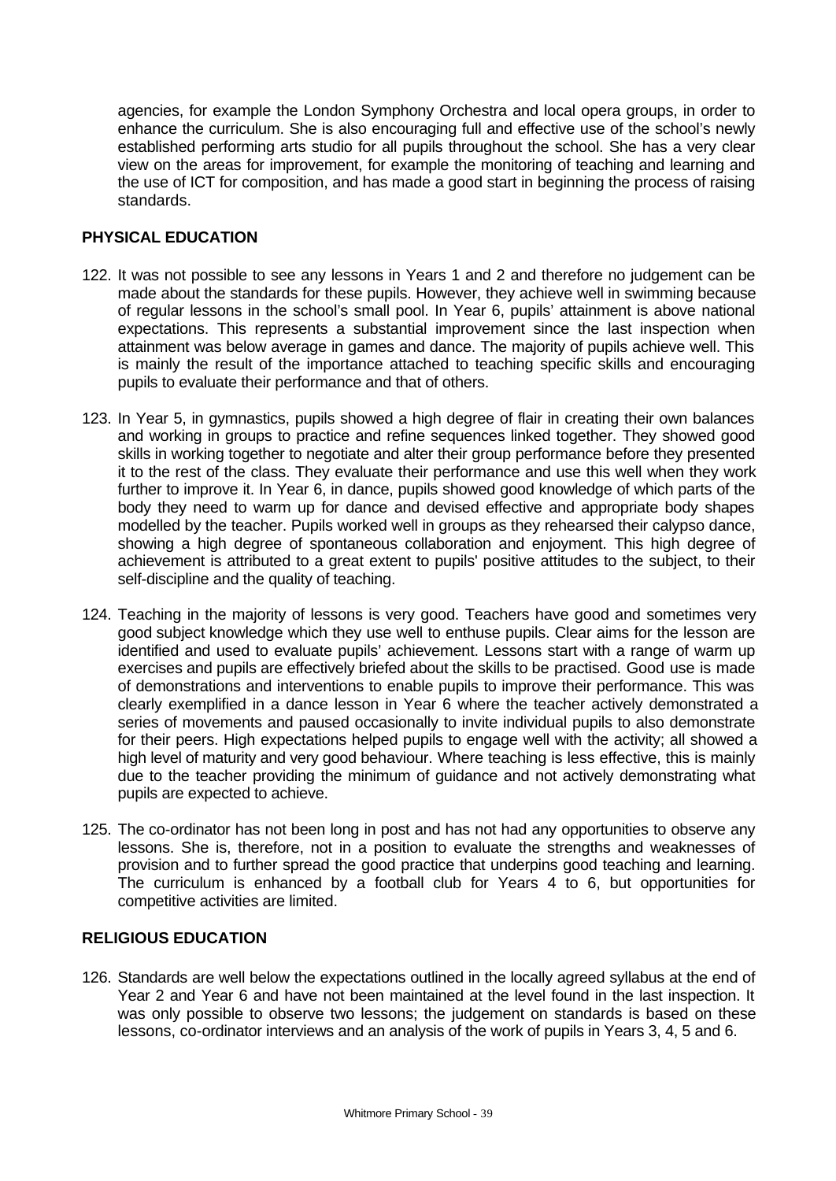agencies, for example the London Symphony Orchestra and local opera groups, in order to enhance the curriculum. She is also encouraging full and effective use of the school's newly established performing arts studio for all pupils throughout the school. She has a very clear view on the areas for improvement, for example the monitoring of teaching and learning and the use of ICT for composition, and has made a good start in beginning the process of raising standards.

## PHYSICAL EDUCATION

122. It was not possible to see any lessons in Years 1 and 2 and therefore no judgement can be made about the standards for these pupils. However, they achieve well in swimming because of regular lessons in the school's small pool. In Year 6, pupils' attainment is above national expectations. This represents a substantial improvement since the last inspection when attainment was below average in games and dance. The majority of pupils achieve well. This is mainly the result of the importance attached to teaching specific skills and encouraging pupils to evaluate their performance and that of others.

123. In Year 5, in gymnastics, pupils showed a high degree of flair in creating their own balances and working in groups to practice and refine sequences linked together. They showed good skills in working together to negotiate and alter their group performance before they presented it to the rest of the class. They evaluate their performance and use this well when they work further to improve it. In Year 6, in dance, pupils showed good knowledge of which parts of the body they need to warm up for dance and devised effective and appropriate body shapes modelled by the teacher. Pupils worked well in groups as they rehearsed their calypso dance, showing a high degree of spontaneous collaboration and enjoyment. This high degree of achievement is attributed to a great extent to pupils' positive attitudes to the subject, to their self-discipline and the quality of teaching.

124. Teaching in the majority of lessons is very good. Teachers have good and sometimes very good subject knowledge which they use well to enthuse pupils. Clear aims for the lesson are identified and used to evaluate pupils' achievement. Lessons start with a range of warm up exercises and pupils are effectively briefed about the skills to be practised. Good use is made of demonstrations and interventions to enable pupils to improve their performance. This was clearly exemplified in a dance lesson in Year 6 where the teacher actively demonstrated a series of movements and paused occasionally to invite individual pupils to also demonstrate for their peers. High expectations helped pupils to engage well with the activity; all showed a high level of maturity and very good behaviour. Where teaching is less effective, this is mainly due to the teacher providing the minimum of guidance and not actively demonstrating what pupils are expected to achieve.

125. The co-ordinator has not been long in post and has not had any opportunities to observe any lessons. She is, therefore, not in a position to evaluate the strengths and weaknesses of provision and to further spread the good practice that underpins good teaching and learning. The curriculum is enhanced by a football club for Years 4 to 6, but opportunities for competitive activities are limited.

## RELIGIOUS EDUCATION

126. Standards are well below the expectations outlined in the locally agreed syllabus at the end of Year 2 and Year 6 and have not been maintained at the level found in the last inspection. It was only possible to observe two lessons; the judgement on standards is based on these lessons, co-ordinator interviews and an analysis of the work of pupils in Years 3, 4, 5 and 6.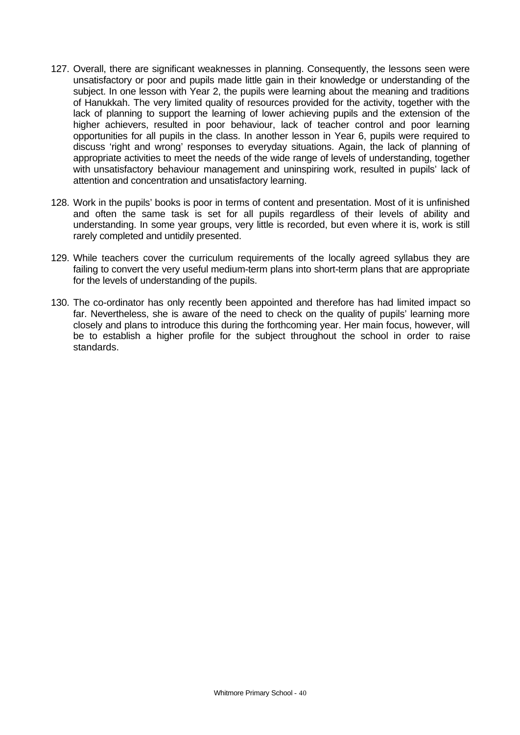127. Overall, there are significant weaknesses in planning. Consequently, the lessons seen were unsatisfactory or poor and pupils made little gain in their knowledge or understanding of the subject. In one lesson with Year 2, the pupils were learning about the meaning and traditions of Hanukkah. The very limited quality of resources provided for the activity, together with the lack of planning to support the learning of lower achieving pupils and the extension of the higher achievers, resulted in poor behaviour, lack of teacher control and poor learning opportunities for all pupils in the class. In another lesson in Year 6, pupils were required to discuss 'right and wrong' responses to everyday situations. Again, the lack of planning of appropriate activities to meet the needs of the wide range of levels of understanding, together with unsatisfactory behaviour management and uninspiring work, resulted in pupils' lack of attention and concentration and unsatisfactory learning.

128. Work in the pupils' books is poor in terms of content and presentation. Most of it is unfinished and often the same task is set for all pupils regardless of their levels of ability and understanding. In some year groups, very little is recorded, but even where it is, work is still rarely completed and untidily presented.

129. While teachers cover the curriculum requirements of the locally agreed syllabus they are failing to convert the very useful medium-term plans into short-term plans that are appropriate for the levels of understanding of the pupils.

130. The co-ordinator has only recently been appointed and therefore has had limited impact so far. Nevertheless, she is aware of the need to check on the quality of pupils' learning more closely and plans to introduce this during the forthcoming year. Her main focus, however, will be to establish a higher profile for the subject throughout the school in order to raise standards.